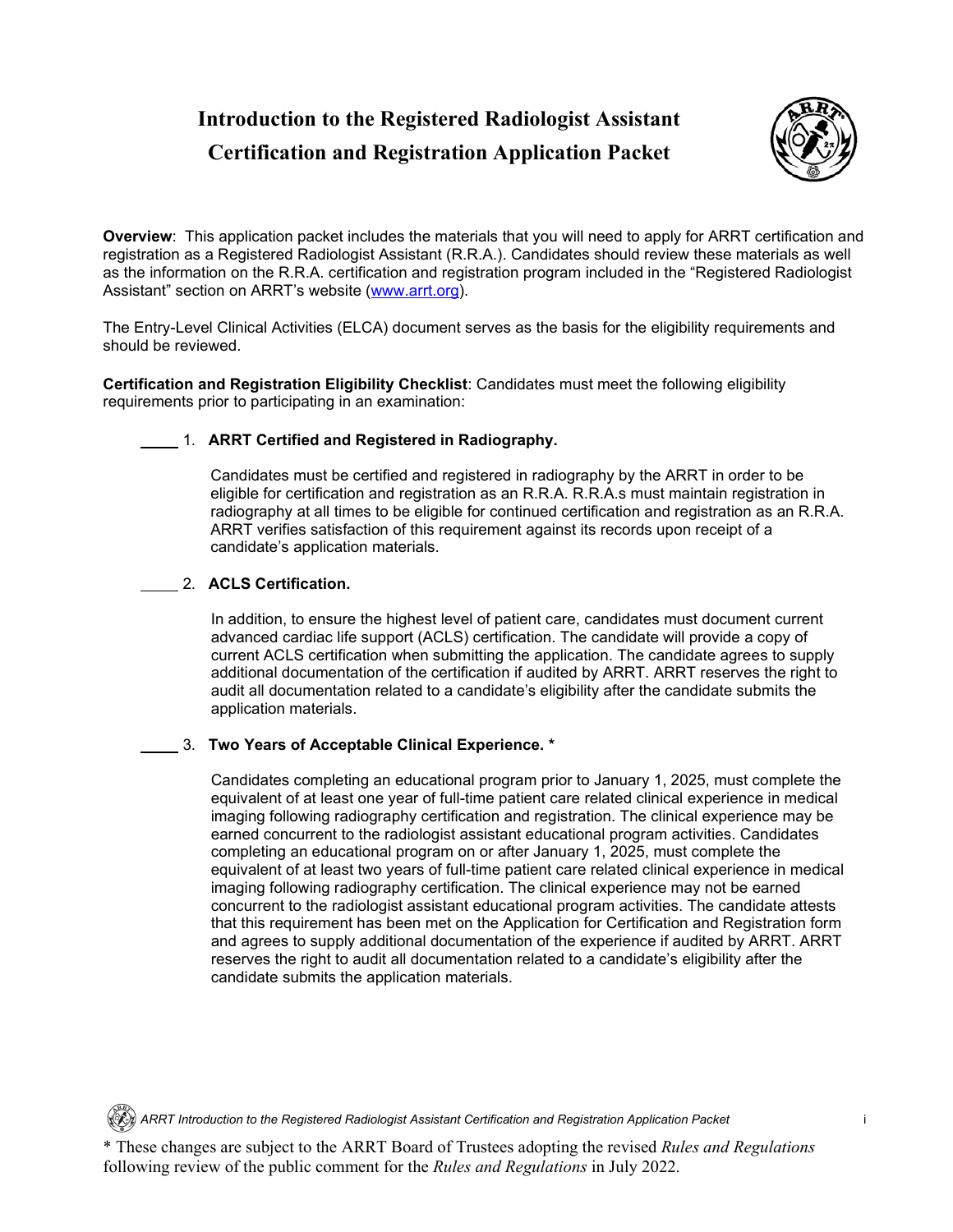# Introduction to the Registered Radiologist Assistant Certification and Registration Application Packet

**Overview**: This application packet includes the materials that you will need to apply for ARRT certification and registration as a Registered Radiologist Assistant (R.R.A.). Candidates should review these materials as well as the information on the R.R.A. certification and registration program included in the "Registered Radiologist Assistant" section on ARRT's website (www.arrt.org).

The Entry-Level Clinical Activities (ELCA) document serves as the basis for the eligibility requirements and should be reviewed.

**Certification and Registration Eligibility Checklist**: Candidates must meet the following eligibility requirements prior to participating in an examination:

____ 1. **ARRT Certified and Registered in Radiography.**

Candidates must be certified and registered in radiography by the ARRT in order to be eligible for certification and registration as an R.R.A. R.R.A.s must maintain registration in radiography at all times to be eligible for continued certification and registration as an R.R.A. ARRT verifies satisfaction of this requirement against its records upon receipt of a candidate's application materials.

____ 2. **ACLS Certification.**

In addition, to ensure the highest level of patient care, candidates must document current advanced cardiac life support (ACLS) certification. The candidate will provide a copy of current ACLS certification when submitting the application. The candidate agrees to supply additional documentation of the certification if audited by ARRT. ARRT reserves the right to audit all documentation related to a candidate's eligibility after the candidate submits the application materials.

____ 3. **Two Years of Acceptable Clinical Experience. ***

Candidates completing an educational program prior to January 1, 2025, must complete the equivalent of at least one year of full-time patient care related clinical experience in medical imaging following radiography certification and registration. The clinical experience may be earned concurrent to the radiologist assistant educational program activities. Candidates completing an educational program on or after January 1, 2025, must complete the equivalent of at least two years of full-time patient care related clinical experience in medical imaging following radiography certification. The clinical experience may not be earned concurrent to the radiologist assistant educational program activities. The candidate attests that this requirement has been met on the Application for Certification and Registration form and agrees to supply additional documentation of the experience if audited by ARRT. ARRT reserves the right to audit all documentation related to a candidate's eligibility after the candidate submits the application materials.

* These changes are subject to the ARRT Board of Trustees adopting the revised *Rules and Regulations* following review of the public comment for the *Rules and Regulations* in July 2022.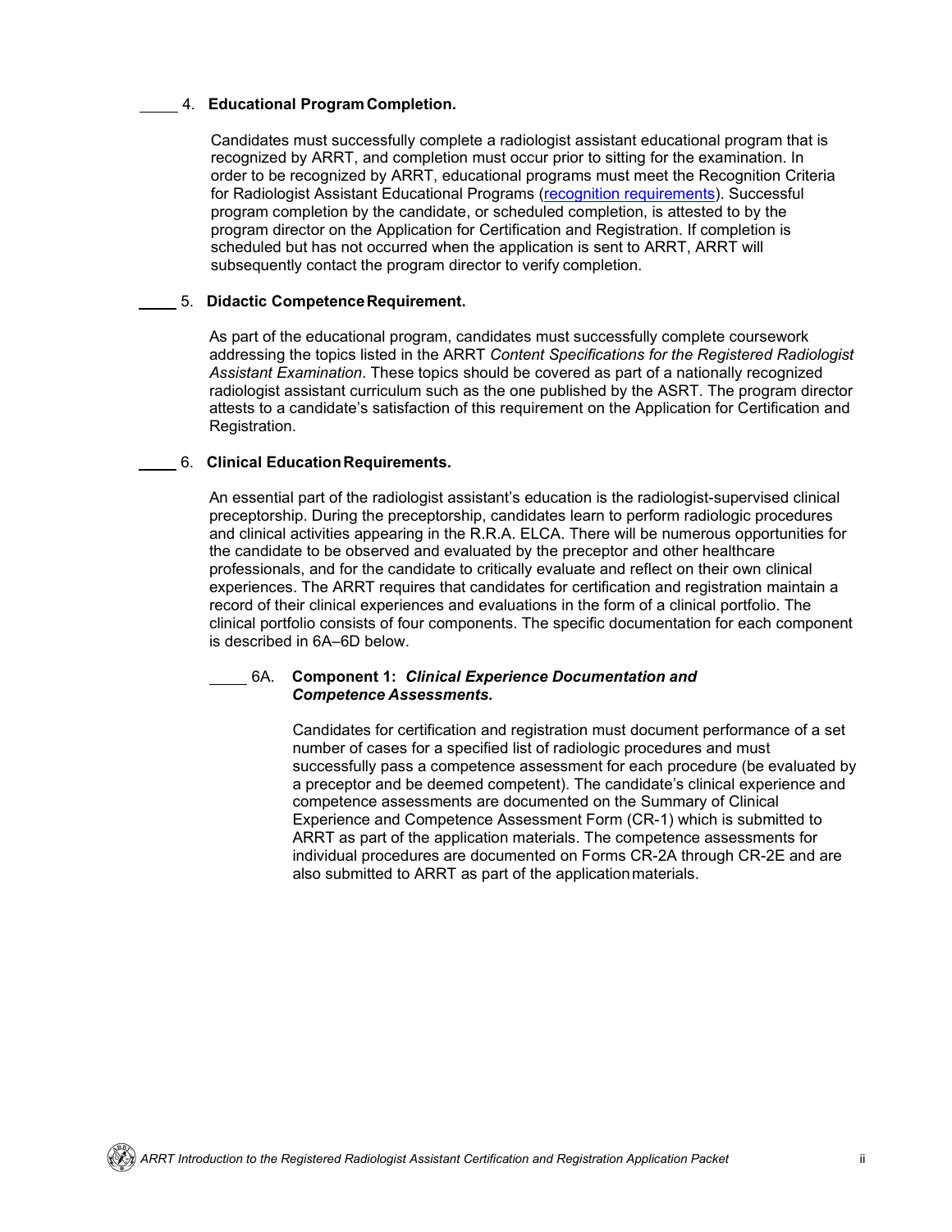_____ 4. **Educational Program Completion.**

Candidates must successfully complete a radiologist assistant educational program that is recognized by ARRT, and completion must occur prior to sitting for the examination. In order to be recognized by ARRT, educational programs must meet the Recognition Criteria for Radiologist Assistant Educational Programs (recognition requirements). Successful program completion by the candidate, or scheduled completion, is attested to by the program director on the Application for Certification and Registration. If completion is scheduled but has not occurred when the application is sent to ARRT, ARRT will subsequently contact the program director to verify completion.

_____ 5. **Didactic Competence Requirement.**

As part of the educational program, candidates must successfully complete coursework addressing the topics listed in the ARRT *Content Specifications for the Registered Radiologist Assistant Examination*. These topics should be covered as part of a nationally recognized radiologist assistant curriculum such as the one published by the ASRT. The program director attests to a candidate's satisfaction of this requirement on the Application for Certification and Registration.

_____ 6. **Clinical Education Requirements.**

An essential part of the radiologist assistant's education is the radiologist-supervised clinical preceptorship. During the preceptorship, candidates learn to perform radiologic procedures and clinical activities appearing in the R.R.A. ELCA. There will be numerous opportunities for the candidate to be observed and evaluated by the preceptor and other healthcare professionals, and for the candidate to critically evaluate and reflect on their own clinical experiences. The ARRT requires that candidates for certification and registration maintain a record of their clinical experiences and evaluations in the form of a clinical portfolio. The clinical portfolio consists of four components. The specific documentation for each component is described in 6A–6D below.

_____ 6A. **Component 1: *Clinical Experience Documentation and Competence Assessments.***

Candidates for certification and registration must document performance of a set number of cases for a specified list of radiologic procedures and must successfully pass a competence assessment for each procedure (be evaluated by a preceptor and be deemed competent). The candidate's clinical experience and competence assessments are documented on the Summary of Clinical Experience and Competence Assessment Form (CR-1) which is submitted to ARRT as part of the application materials. The competence assessments for individual procedures are documented on Forms CR-2A through CR-2E and are also submitted to ARRT as part of the application materials.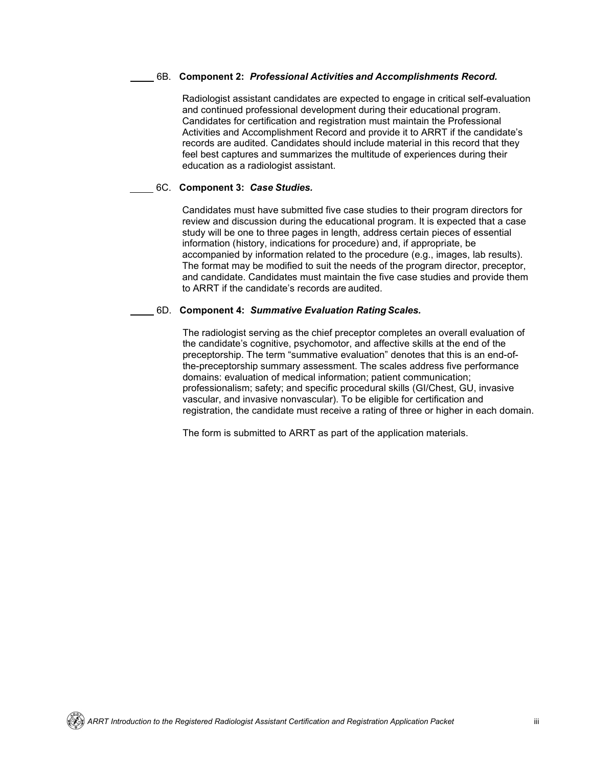_____ 6B. **Component 2:** ***Professional Activities and Accomplishments Record.***

Radiologist assistant candidates are expected to engage in critical self-evaluation and continued professional development during their educational program. Candidates for certification and registration must maintain the Professional Activities and Accomplishment Record and provide it to ARRT if the candidate's records are audited. Candidates should include material in this record that they feel best captures and summarizes the multitude of experiences during their education as a radiologist assistant.

_____ 6C. **Component 3:** ***Case Studies.***

Candidates must have submitted five case studies to their program directors for review and discussion during the educational program. It is expected that a case study will be one to three pages in length, address certain pieces of essential information (history, indications for procedure) and, if appropriate, be accompanied by information related to the procedure (e.g., images, lab results). The format may be modified to suit the needs of the program director, preceptor, and candidate. Candidates must maintain the five case studies and provide them to ARRT if the candidate's records are audited.

_____ 6D. **Component 4:** ***Summative Evaluation Rating Scales.***

The radiologist serving as the chief preceptor completes an overall evaluation of the candidate's cognitive, psychomotor, and affective skills at the end of the preceptorship. The term "summative evaluation" denotes that this is an end-of-the-preceptorship summary assessment. The scales address five performance domains: evaluation of medical information; patient communication; professionalism; safety; and specific procedural skills (GI/Chest, GU, invasive vascular, and invasive nonvascular). To be eligible for certification and registration, the candidate must receive a rating of three or higher in each domain.

The form is submitted to ARRT as part of the application materials.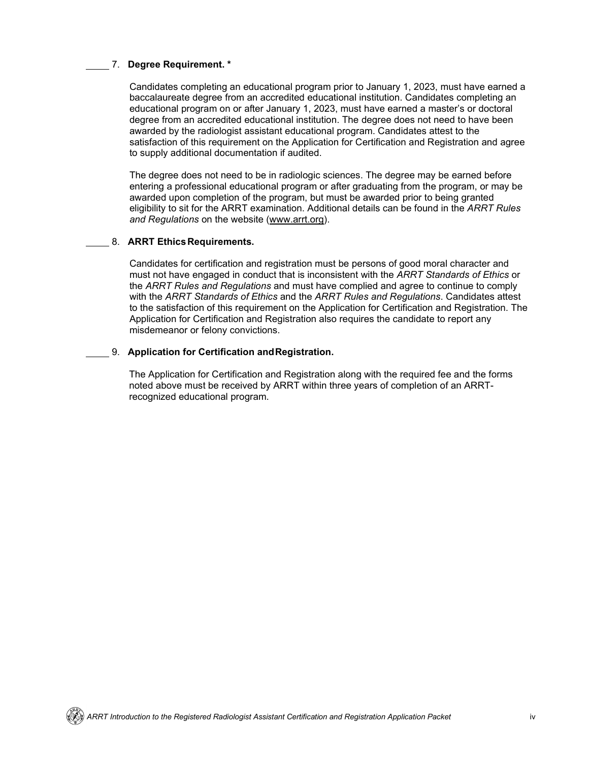____ 7. **Degree Requirement. ***

Candidates completing an educational program prior to January 1, 2023, must have earned a baccalaureate degree from an accredited educational institution. Candidates completing an educational program on or after January 1, 2023, must have earned a master's or doctoral degree from an accredited educational institution. The degree does not need to have been awarded by the radiologist assistant educational program. Candidates attest to the satisfaction of this requirement on the Application for Certification and Registration and agree to supply additional documentation if audited.

The degree does not need to be in radiologic sciences. The degree may be earned before entering a professional educational program or after graduating from the program, or may be awarded upon completion of the program, but must be awarded prior to being granted eligibility to sit for the ARRT examination. Additional details can be found in the *ARRT Rules and Regulations* on the website (www.arrt.org).

____ 8. **ARRT Ethics Requirements.**

Candidates for certification and registration must be persons of good moral character and must not have engaged in conduct that is inconsistent with the *ARRT Standards of Ethics* or the *ARRT Rules and Regulations* and must have complied and agree to continue to comply with the *ARRT Standards of Ethics* and the *ARRT Rules and Regulations*. Candidates attest to the satisfaction of this requirement on the Application for Certification and Registration. The Application for Certification and Registration also requires the candidate to report any misdemeanor or felony convictions.

____ 9. **Application for Certification and Registration.**

The Application for Certification and Registration along with the required fee and the forms noted above must be received by ARRT within three years of completion of an ARRT-recognized educational program.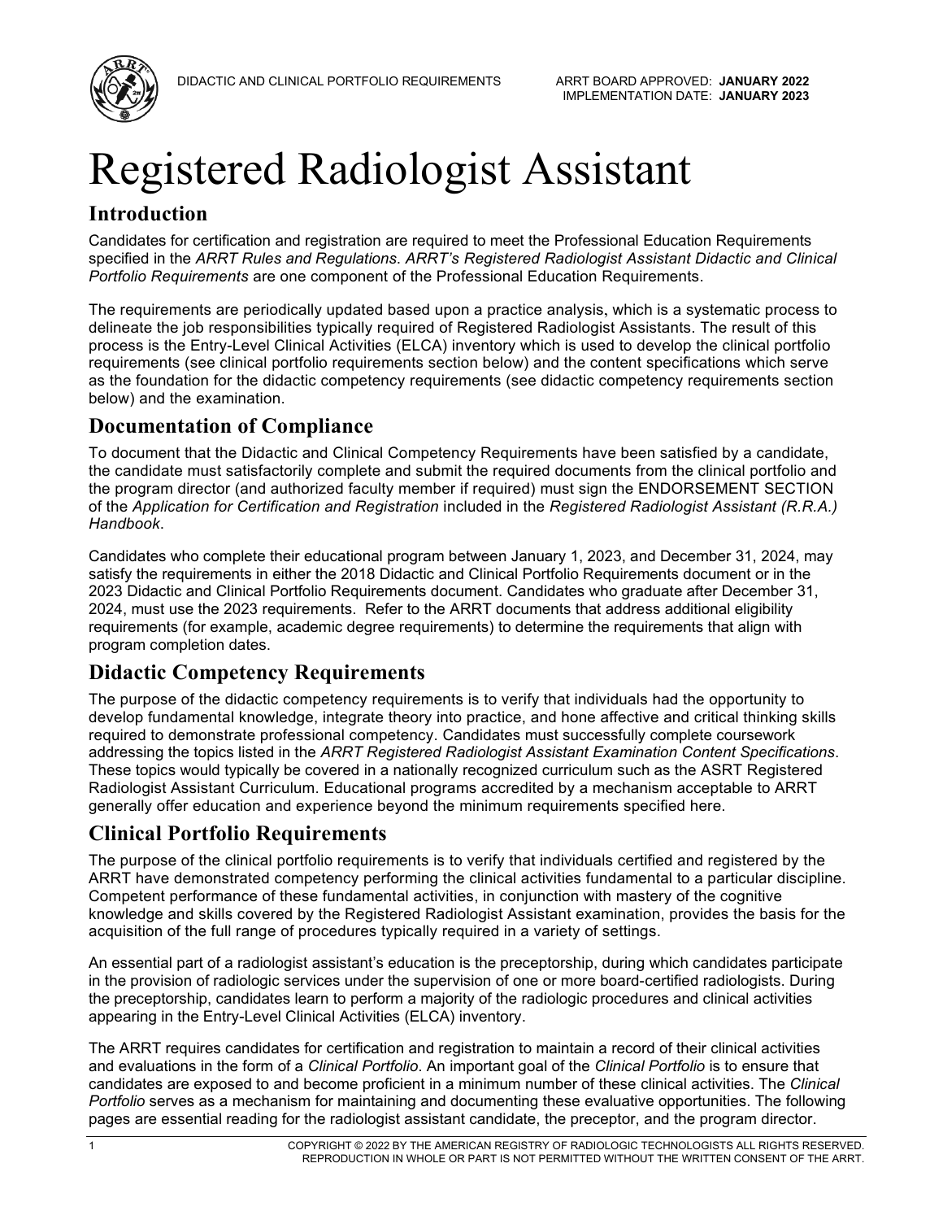# Registered Radiologist Assistant

## Introduction

Candidates for certification and registration are required to meet the Professional Education Requirements specified in the *ARRT Rules and Regulations*. *ARRT's Registered Radiologist Assistant Didactic and Clinical Portfolio Requirements* are one component of the Professional Education Requirements.

The requirements are periodically updated based upon a practice analysis, which is a systematic process to delineate the job responsibilities typically required of Registered Radiologist Assistants. The result of this process is the Entry-Level Clinical Activities (ELCA) inventory which is used to develop the clinical portfolio requirements (see clinical portfolio requirements section below) and the content specifications which serve as the foundation for the didactic competency requirements (see didactic competency requirements section below) and the examination.

## Documentation of Compliance

To document that the Didactic and Clinical Competency Requirements have been satisfied by a candidate, the candidate must satisfactorily complete and submit the required documents from the clinical portfolio and the program director (and authorized faculty member if required) must sign the ENDORSEMENT SECTION of the *Application for Certification and Registration* included in the *Registered Radiologist Assistant (R.R.A.) Handbook*.

Candidates who complete their educational program between January 1, 2023, and December 31, 2024, may satisfy the requirements in either the 2018 Didactic and Clinical Portfolio Requirements document or in the 2023 Didactic and Clinical Portfolio Requirements document. Candidates who graduate after December 31, 2024, must use the 2023 requirements. Refer to the ARRT documents that address additional eligibility requirements (for example, academic degree requirements) to determine the requirements that align with program completion dates.

## Didactic Competency Requirements

The purpose of the didactic competency requirements is to verify that individuals had the opportunity to develop fundamental knowledge, integrate theory into practice, and hone affective and critical thinking skills required to demonstrate professional competency. Candidates must successfully complete coursework addressing the topics listed in the *ARRT Registered Radiologist Assistant Examination Content Specifications*. These topics would typically be covered in a nationally recognized curriculum such as the ASRT Registered Radiologist Assistant Curriculum. Educational programs accredited by a mechanism acceptable to ARRT generally offer education and experience beyond the minimum requirements specified here.

## Clinical Portfolio Requirements

The purpose of the clinical portfolio requirements is to verify that individuals certified and registered by the ARRT have demonstrated competency performing the clinical activities fundamental to a particular discipline. Competent performance of these fundamental activities, in conjunction with mastery of the cognitive knowledge and skills covered by the Registered Radiologist Assistant examination, provides the basis for the acquisition of the full range of procedures typically required in a variety of settings.

An essential part of a radiologist assistant's education is the preceptorship, during which candidates participate in the provision of radiologic services under the supervision of one or more board-certified radiologists. During the preceptorship, candidates learn to perform a majority of the radiologic procedures and clinical activities appearing in the Entry-Level Clinical Activities (ELCA) inventory.

The ARRT requires candidates for certification and registration to maintain a record of their clinical activities and evaluations in the form of a *Clinical Portfolio*. An important goal of the *Clinical Portfolio* is to ensure that candidates are exposed to and become proficient in a minimum number of these clinical activities. The *Clinical Portfolio* serves as a mechanism for maintaining and documenting these evaluative opportunities. The following pages are essential reading for the radiologist assistant candidate, the preceptor, and the program director.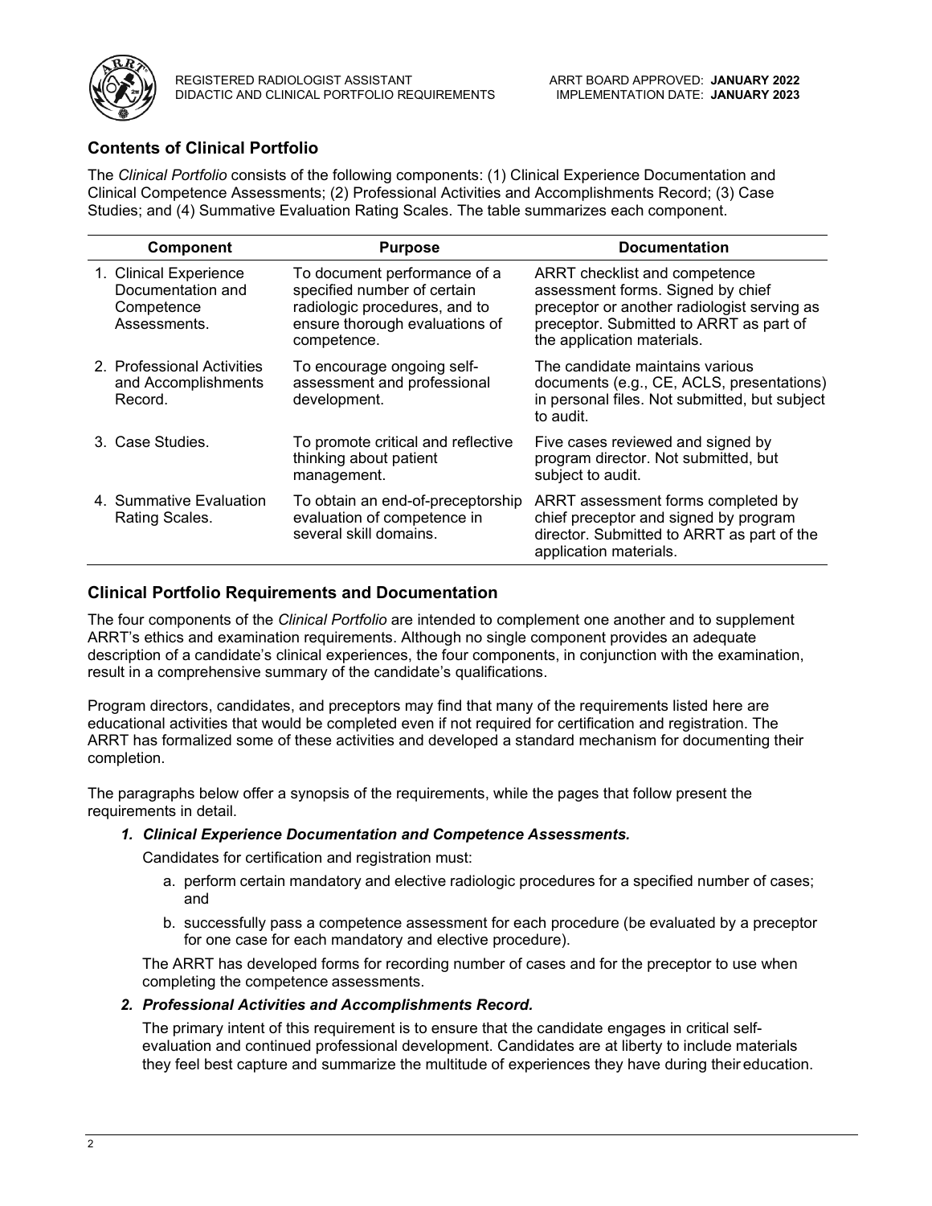## Contents of Clinical Portfolio

The *Clinical Portfolio* consists of the following components: (1) Clinical Experience Documentation and Clinical Competence Assessments; (2) Professional Activities and Accomplishments Record; (3) Case Studies; and (4) Summative Evaluation Rating Scales. The table summarizes each component.

| Component | Purpose | Documentation |
|---|---|---|
| 1. Clinical Experience Documentation and Competence Assessments. | To document performance of a specified number of certain radiologic procedures, and to ensure thorough evaluations of competence. | ARRT checklist and competence assessment forms. Signed by chief preceptor or another radiologist serving as preceptor. Submitted to ARRT as part of the application materials. |
| 2. Professional Activities and Accomplishments Record. | To encourage ongoing self-assessment and professional development. | The candidate maintains various documents (e.g., CE, ACLS, presentations) in personal files. Not submitted, but subject to audit. |
| 3. Case Studies. | To promote critical and reflective thinking about patient management. | Five cases reviewed and signed by program director. Not submitted, but subject to audit. |
| 4. Summative Evaluation Rating Scales. | To obtain an end-of-preceptorship evaluation of competence in several skill domains. | ARRT assessment forms completed by chief preceptor and signed by program director. Submitted to ARRT as part of the application materials. |

## Clinical Portfolio Requirements and Documentation

The four components of the *Clinical Portfolio* are intended to complement one another and to supplement ARRT's ethics and examination requirements. Although no single component provides an adequate description of a candidate's clinical experiences, the four components, in conjunction with the examination, result in a comprehensive summary of the candidate's qualifications.

Program directors, candidates, and preceptors may find that many of the requirements listed here are educational activities that would be completed even if not required for certification and registration. The ARRT has formalized some of these activities and developed a standard mechanism for documenting their completion.

The paragraphs below offer a synopsis of the requirements, while the pages that follow present the requirements in detail.

***1. Clinical Experience Documentation and Competence Assessments.***

Candidates for certification and registration must:

a. perform certain mandatory and elective radiologic procedures for a specified number of cases; and

b. successfully pass a competence assessment for each procedure (be evaluated by a preceptor for one case for each mandatory and elective procedure).

The ARRT has developed forms for recording number of cases and for the preceptor to use when completing the competence assessments.

***2. Professional Activities and Accomplishments Record.***

The primary intent of this requirement is to ensure that the candidate engages in critical self-evaluation and continued professional development. Candidates are at liberty to include materials they feel best capture and summarize the multitude of experiences they have during their education.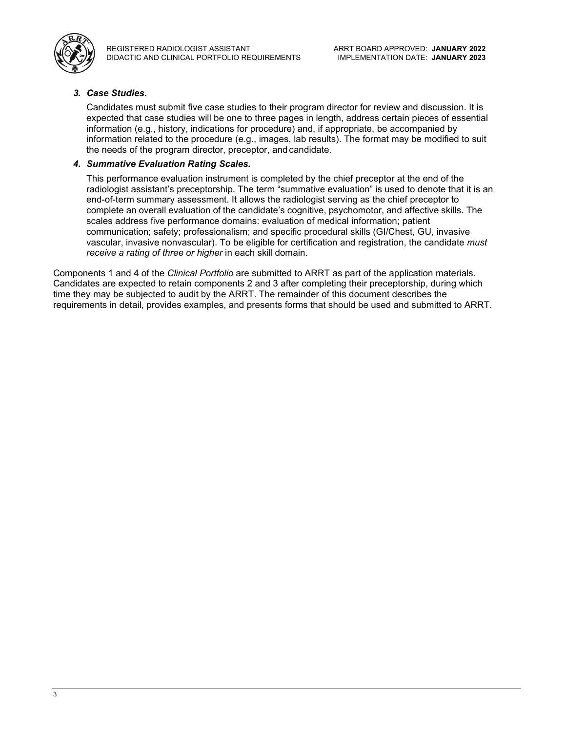***3. Case Studies.***

Candidates must submit five case studies to their program director for review and discussion. It is expected that case studies will be one to three pages in length, address certain pieces of essential information (e.g., history, indications for procedure) and, if appropriate, be accompanied by information related to the procedure (e.g., images, lab results). The format may be modified to suit the needs of the program director, preceptor, and candidate.

***4. Summative Evaluation Rating Scales.***

This performance evaluation instrument is completed by the chief preceptor at the end of the radiologist assistant's preceptorship. The term "summative evaluation" is used to denote that it is an end-of-term summary assessment. It allows the radiologist serving as the chief preceptor to complete an overall evaluation of the candidate's cognitive, psychomotor, and affective skills. The scales address five performance domains: evaluation of medical information; patient communication; safety; professionalism; and specific procedural skills (GI/Chest, GU, invasive vascular, invasive nonvascular). To be eligible for certification and registration, the candidate *must receive a rating of three or higher* in each skill domain.

Components 1 and 4 of the *Clinical Portfolio* are submitted to ARRT as part of the application materials. Candidates are expected to retain components 2 and 3 after completing their preceptorship, during which time they may be subjected to audit by the ARRT. The remainder of this document describes the requirements in detail, provides examples, and presents forms that should be used and submitted to ARRT.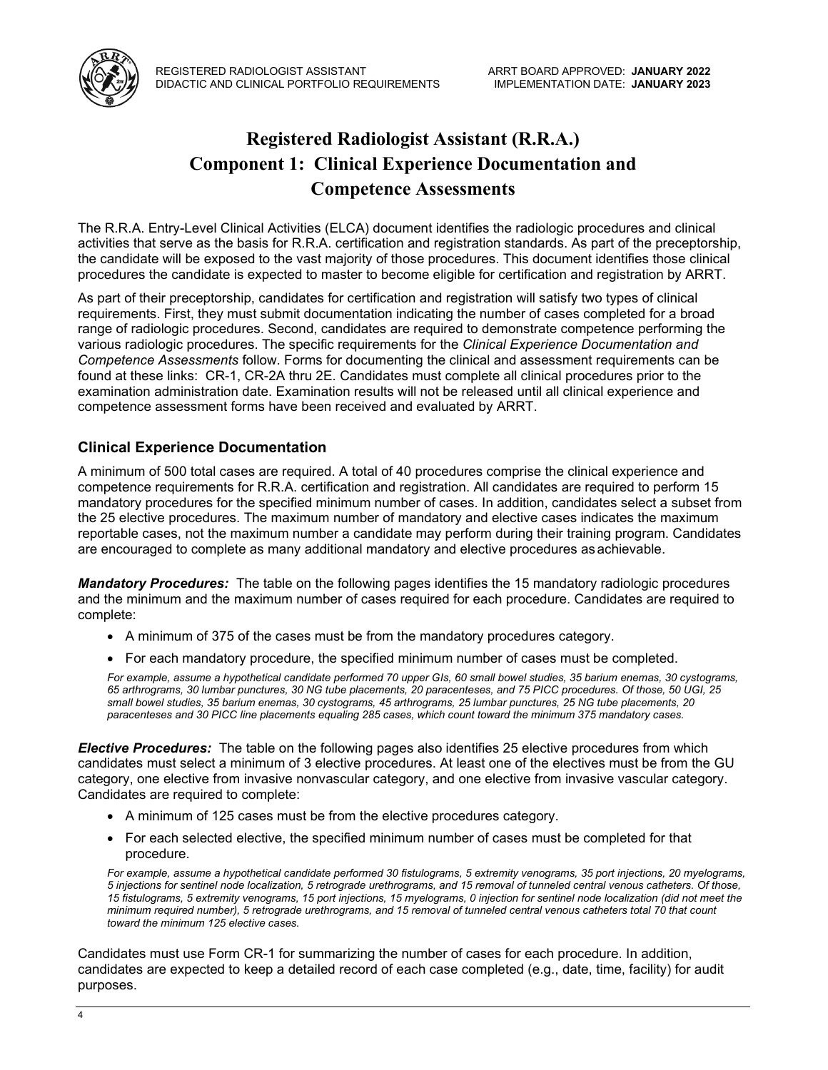# Registered Radiologist Assistant (R.R.A.) Component 1: Clinical Experience Documentation and Competence Assessments

The R.R.A. Entry-Level Clinical Activities (ELCA) document identifies the radiologic procedures and clinical activities that serve as the basis for R.R.A. certification and registration standards. As part of the preceptorship, the candidate will be exposed to the vast majority of those procedures. This document identifies those clinical procedures the candidate is expected to master to become eligible for certification and registration by ARRT.

As part of their preceptorship, candidates for certification and registration will satisfy two types of clinical requirements. First, they must submit documentation indicating the number of cases completed for a broad range of radiologic procedures. Second, candidates are required to demonstrate competence performing the various radiologic procedures. The specific requirements for the *Clinical Experience Documentation and Competence Assessments* follow. Forms for documenting the clinical and assessment requirements can be found at these links: CR-1, CR-2A thru 2E. Candidates must complete all clinical procedures prior to the examination administration date. Examination results will not be released until all clinical experience and competence assessment forms have been received and evaluated by ARRT.

## Clinical Experience Documentation

A minimum of 500 total cases are required. A total of 40 procedures comprise the clinical experience and competence requirements for R.R.A. certification and registration. All candidates are required to perform 15 mandatory procedures for the specified minimum number of cases. In addition, candidates select a subset from the 25 elective procedures. The maximum number of mandatory and elective cases indicates the maximum reportable cases, not the maximum number a candidate may perform during their training program. Candidates are encouraged to complete as many additional mandatory and elective procedures as achievable.

***Mandatory Procedures:*** The table on the following pages identifies the 15 mandatory radiologic procedures and the minimum and the maximum number of cases required for each procedure. Candidates are required to complete:

- A minimum of 375 of the cases must be from the mandatory procedures category.
- For each mandatory procedure, the specified minimum number of cases must be completed.

*For example, assume a hypothetical candidate performed 70 upper GIs, 60 small bowel studies, 35 barium enemas, 30 cystograms, 65 arthrograms, 30 lumbar punctures, 30 NG tube placements, 20 paracenteses, and 75 PICC procedures. Of those, 50 UGI, 25 small bowel studies, 35 barium enemas, 30 cystograms, 45 arthrograms, 25 lumbar punctures, 25 NG tube placements, 20 paracenteses and 30 PICC line placements equaling 285 cases, which count toward the minimum 375 mandatory cases.*

***Elective Procedures:*** The table on the following pages also identifies 25 elective procedures from which candidates must select a minimum of 3 elective procedures. At least one of the electives must be from the GU category, one elective from invasive nonvascular category, and one elective from invasive vascular category. Candidates are required to complete:

- A minimum of 125 cases must be from the elective procedures category.
- For each selected elective, the specified minimum number of cases must be completed for that procedure.

*For example, assume a hypothetical candidate performed 30 fistulograms, 5 extremity venograms, 35 port injections, 20 myelograms, 5 injections for sentinel node localization, 5 retrograde urethrograms, and 15 removal of tunneled central venous catheters. Of those, 15 fistulograms, 5 extremity venograms, 15 port injections, 15 myelograms, 0 injection for sentinel node localization (did not meet the minimum required number), 5 retrograde urethrograms, and 15 removal of tunneled central venous catheters total 70 that count toward the minimum 125 elective cases.*

Candidates must use Form CR-1 for summarizing the number of cases for each procedure. In addition, candidates are expected to keep a detailed record of each case completed (e.g., date, time, facility) for audit purposes.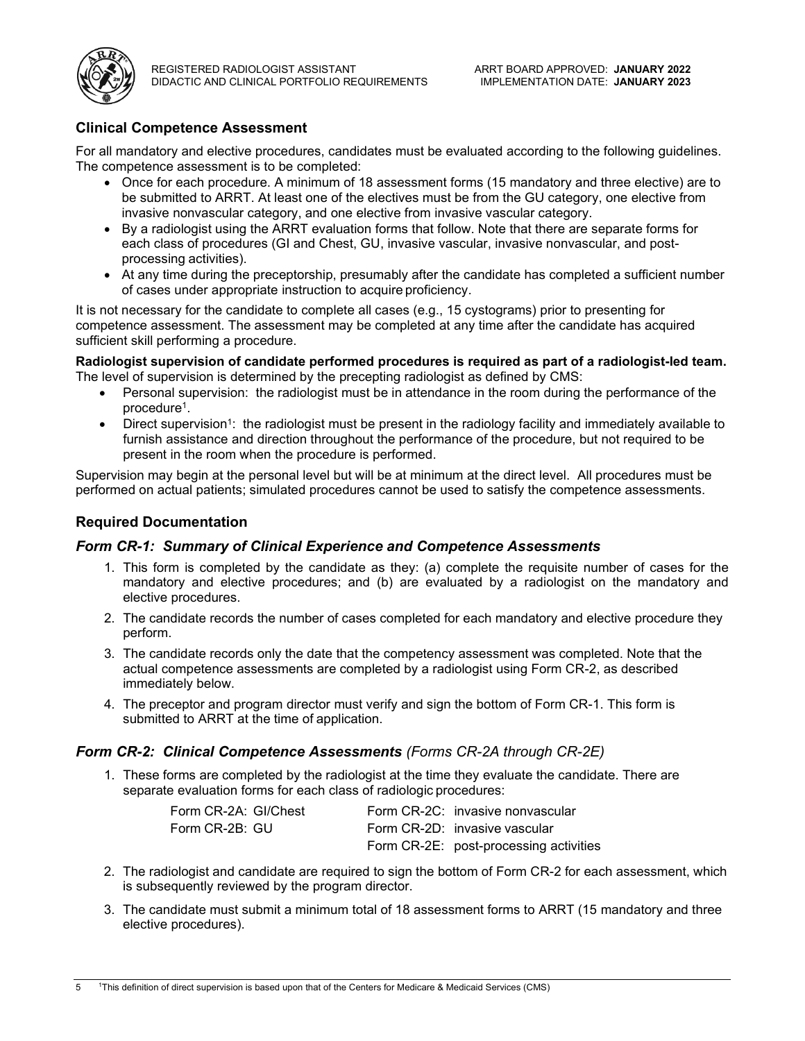## Clinical Competence Assessment

For all mandatory and elective procedures, candidates must be evaluated according to the following guidelines. The competence assessment is to be completed:

- Once for each procedure. A minimum of 18 assessment forms (15 mandatory and three elective) are to be submitted to ARRT. At least one of the electives must be from the GU category, one elective from invasive nonvascular category, and one elective from invasive vascular category.
- By a radiologist using the ARRT evaluation forms that follow. Note that there are separate forms for each class of procedures (GI and Chest, GU, invasive vascular, invasive nonvascular, and post-processing activities).
- At any time during the preceptorship, presumably after the candidate has completed a sufficient number of cases under appropriate instruction to acquire proficiency.

It is not necessary for the candidate to complete all cases (e.g., 15 cystograms) prior to presenting for competence assessment. The assessment may be completed at any time after the candidate has acquired sufficient skill performing a procedure.

**Radiologist supervision of candidate performed procedures is required as part of a radiologist-led team.** The level of supervision is determined by the precepting radiologist as defined by CMS:

- Personal supervision: the radiologist must be in attendance in the room during the performance of the procedure[1].
- Direct supervision[1]: the radiologist must be present in the radiology facility and immediately available to furnish assistance and direction throughout the performance of the procedure, but not required to be present in the room when the procedure is performed.

Supervision may begin at the personal level but will be at minimum at the direct level. All procedures must be performed on actual patients; simulated procedures cannot be used to satisfy the competence assessments.

## Required Documentation

### *Form CR-1: Summary of Clinical Experience and Competence Assessments*

1. This form is completed by the candidate as they: (a) complete the requisite number of cases for the mandatory and elective procedures; and (b) are evaluated by a radiologist on the mandatory and elective procedures.
2. The candidate records the number of cases completed for each mandatory and elective procedure they perform.
3. The candidate records only the date that the competency assessment was completed. Note that the actual competence assessments are completed by a radiologist using Form CR-2, as described immediately below.
4. The preceptor and program director must verify and sign the bottom of Form CR-1. This form is submitted to ARRT at the time of application.

### *Form CR-2: Clinical Competence Assessments (Forms CR-2A through CR-2E)*

1. These forms are completed by the radiologist at the time they evaluate the candidate. There are separate evaluation forms for each class of radiologic procedures:

   Form CR-2A: GI/Chest
   Form CR-2B: GU
   Form CR-2C: invasive nonvascular
   Form CR-2D: invasive vascular
   Form CR-2E: post-processing activities

2. The radiologist and candidate are required to sign the bottom of Form CR-2 for each assessment, which is subsequently reviewed by the program director.
3. The candidate must submit a minimum total of 18 assessment forms to ARRT (15 mandatory and three elective procedures).

[1]This definition of direct supervision is based upon that of the Centers for Medicare & Medicaid Services (CMS)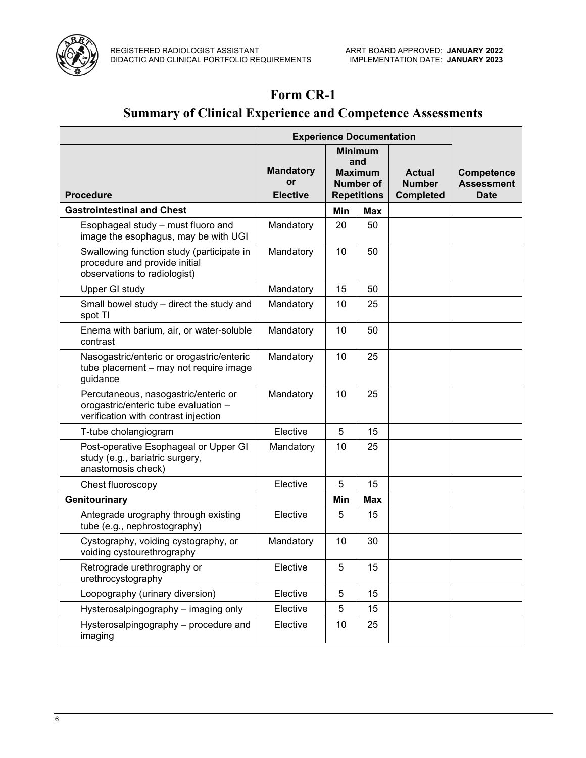# Form CR-1

## Summary of Clinical Experience and Competence Assessments

| Procedure | Experience Documentation | | | | Competence Assessment Date |
|---|---|---|---|---|---|
| | Mandatory or Elective | Minimum and Maximum Number of Repetitions | | Actual Number Completed | |
| **Gastrointestinal and Chest** | | **Min** | **Max** | | |
| Esophageal study – must fluoro and image the esophagus, may be with UGI | Mandatory | 20 | 50 | | |
| Swallowing function study (participate in procedure and provide initial observations to radiologist) | Mandatory | 10 | 50 | | |
| Upper GI study | Mandatory | 15 | 50 | | |
| Small bowel study – direct the study and spot TI | Mandatory | 10 | 25 | | |
| Enema with barium, air, or water-soluble contrast | Mandatory | 10 | 50 | | |
| Nasogastric/enteric or orogastric/enteric tube placement – may not require image guidance | Mandatory | 10 | 25 | | |
| Percutaneous, nasogastric/enteric or orogastric/enteric tube evaluation – verification with contrast injection | Mandatory | 10 | 25 | | |
| T-tube cholangiogram | Elective | 5 | 15 | | |
| Post-operative Esophageal or Upper GI study (e.g., bariatric surgery, anastomosis check) | Mandatory | 10 | 25 | | |
| Chest fluoroscopy | Elective | 5 | 15 | | |
| **Genitourinary** | | **Min** | **Max** | | |
| Antegrade urography through existing tube (e.g., nephrostography) | Elective | 5 | 15 | | |
| Cystography, voiding cystography, or voiding cystourethrography | Mandatory | 10 | 30 | | |
| Retrograde urethrography or urethrocystography | Elective | 5 | 15 | | |
| Loopography (urinary diversion) | Elective | 5 | 15 | | |
| Hysterosalpingography – imaging only | Elective | 5 | 15 | | |
| Hysterosalpingography – procedure and imaging | Elective | 10 | 25 | | |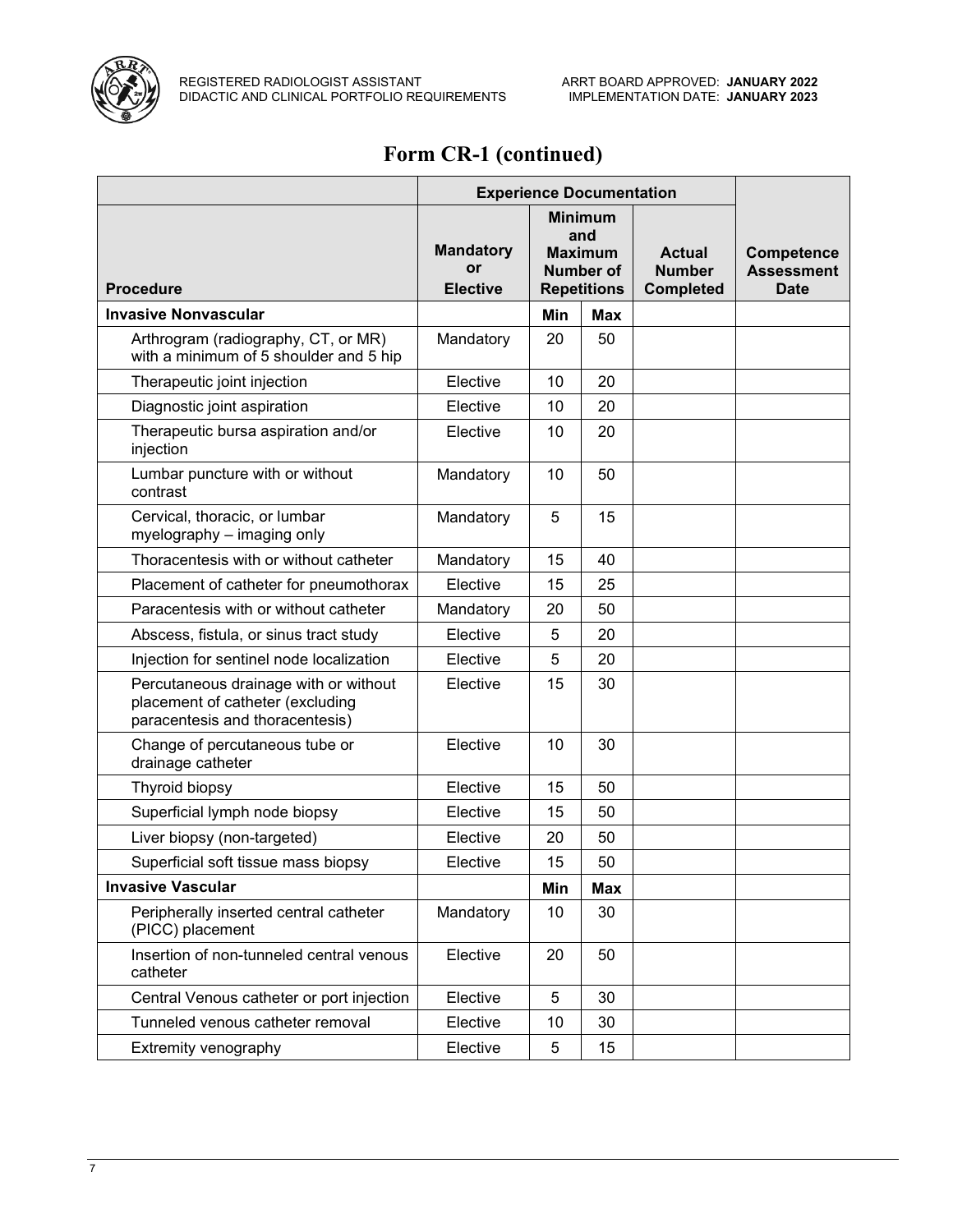# Form CR-1 (continued)

| Procedure | Experience Documentation | | | | Competence Assessment Date |
|---|---|---|---|---|---|
| | Mandatory or Elective | Minimum and Maximum Number of Repetitions | | Actual Number Completed | |
| **Invasive Nonvascular** | | **Min** | **Max** | | |
| Arthrogram (radiography, CT, or MR) with a minimum of 5 shoulder and 5 hip | Mandatory | 20 | 50 | | |
| Therapeutic joint injection | Elective | 10 | 20 | | |
| Diagnostic joint aspiration | Elective | 10 | 20 | | |
| Therapeutic bursa aspiration and/or injection | Elective | 10 | 20 | | |
| Lumbar puncture with or without contrast | Mandatory | 10 | 50 | | |
| Cervical, thoracic, or lumbar myelography – imaging only | Mandatory | 5 | 15 | | |
| Thoracentesis with or without catheter | Mandatory | 15 | 40 | | |
| Placement of catheter for pneumothorax | Elective | 15 | 25 | | |
| Paracentesis with or without catheter | Mandatory | 20 | 50 | | |
| Abscess, fistula, or sinus tract study | Elective | 5 | 20 | | |
| Injection for sentinel node localization | Elective | 5 | 20 | | |
| Percutaneous drainage with or without placement of catheter (excluding paracentesis and thoracentesis) | Elective | 15 | 30 | | |
| Change of percutaneous tube or drainage catheter | Elective | 10 | 30 | | |
| Thyroid biopsy | Elective | 15 | 50 | | |
| Superficial lymph node biopsy | Elective | 15 | 50 | | |
| Liver biopsy (non-targeted) | Elective | 20 | 50 | | |
| Superficial soft tissue mass biopsy | Elective | 15 | 50 | | |
| **Invasive Vascular** | | **Min** | **Max** | | |
| Peripherally inserted central catheter (PICC) placement | Mandatory | 10 | 30 | | |
| Insertion of non-tunneled central venous catheter | Elective | 20 | 50 | | |
| Central Venous catheter or port injection | Elective | 5 | 30 | | |
| Tunneled venous catheter removal | Elective | 10 | 30 | | |
| Extremity venography | Elective | 5 | 15 | | |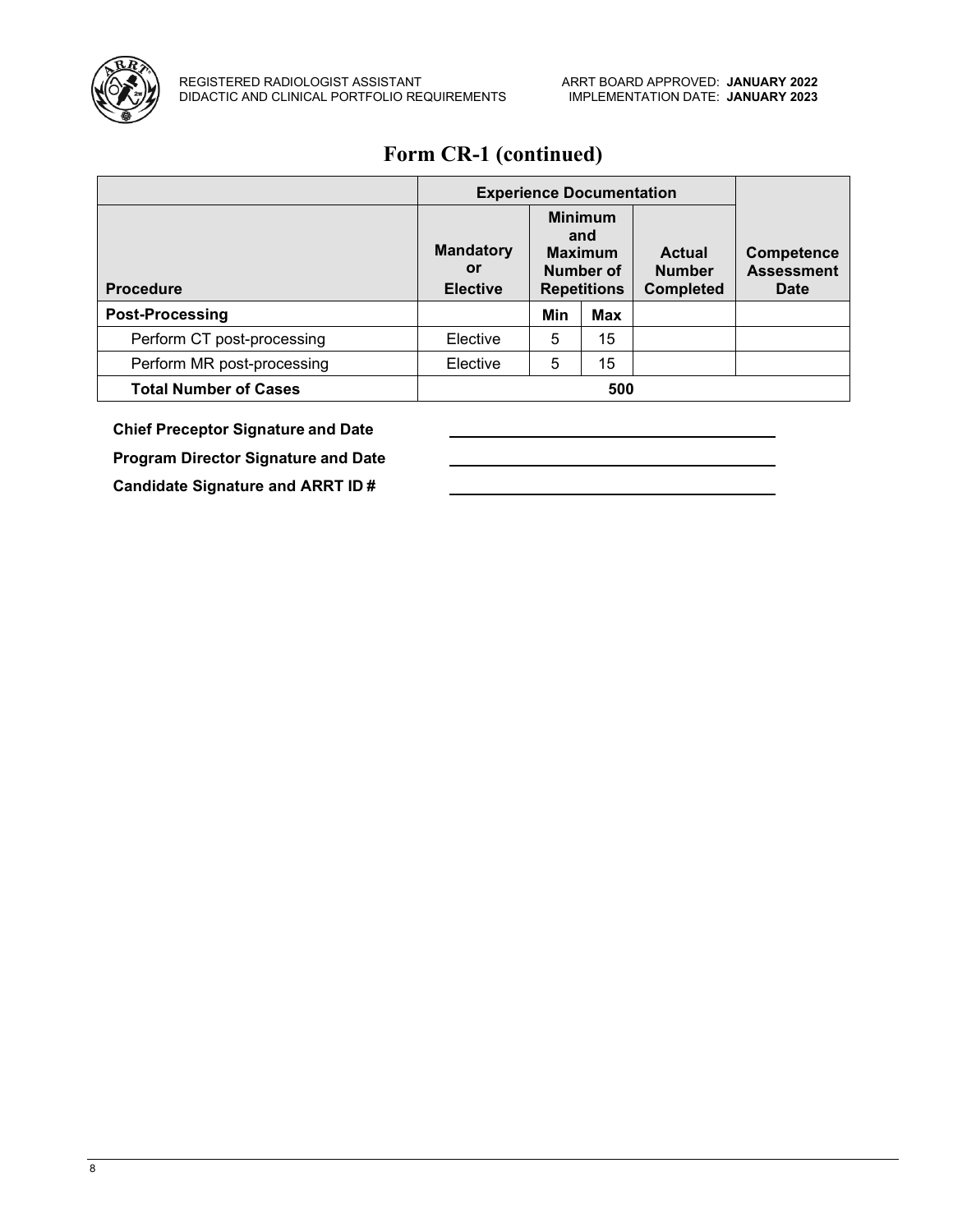# Form CR-1 (continued)

| Procedure | Experience Documentation | | | | Competence Assessment Date |
|---|---|---|---|---|---|
| | Mandatory or Elective | Minimum and Maximum Number of Repetitions | | Actual Number Completed | |
| **Post-Processing** | | **Min** | **Max** | | |
| Perform CT post-processing | Elective | 5 | 15 | | |
| Perform MR post-processing | Elective | 5 | 15 | | |
| **Total Number of Cases** | **500** | | | | |

**Chief Preceptor Signature and Date** \_\_\_\_\_\_\_\_\_\_\_\_\_\_\_\_\_\_\_\_\_\_\_\_\_\_\_\_\_\_\_\_\_\_\_\_

**Program Director Signature and Date** \_\_\_\_\_\_\_\_\_\_\_\_\_\_\_\_\_\_\_\_\_\_\_\_\_\_\_\_\_\_\_\_\_\_\_\_

**Candidate Signature and ARRT ID #** \_\_\_\_\_\_\_\_\_\_\_\_\_\_\_\_\_\_\_\_\_\_\_\_\_\_\_\_\_\_\_\_\_\_\_\_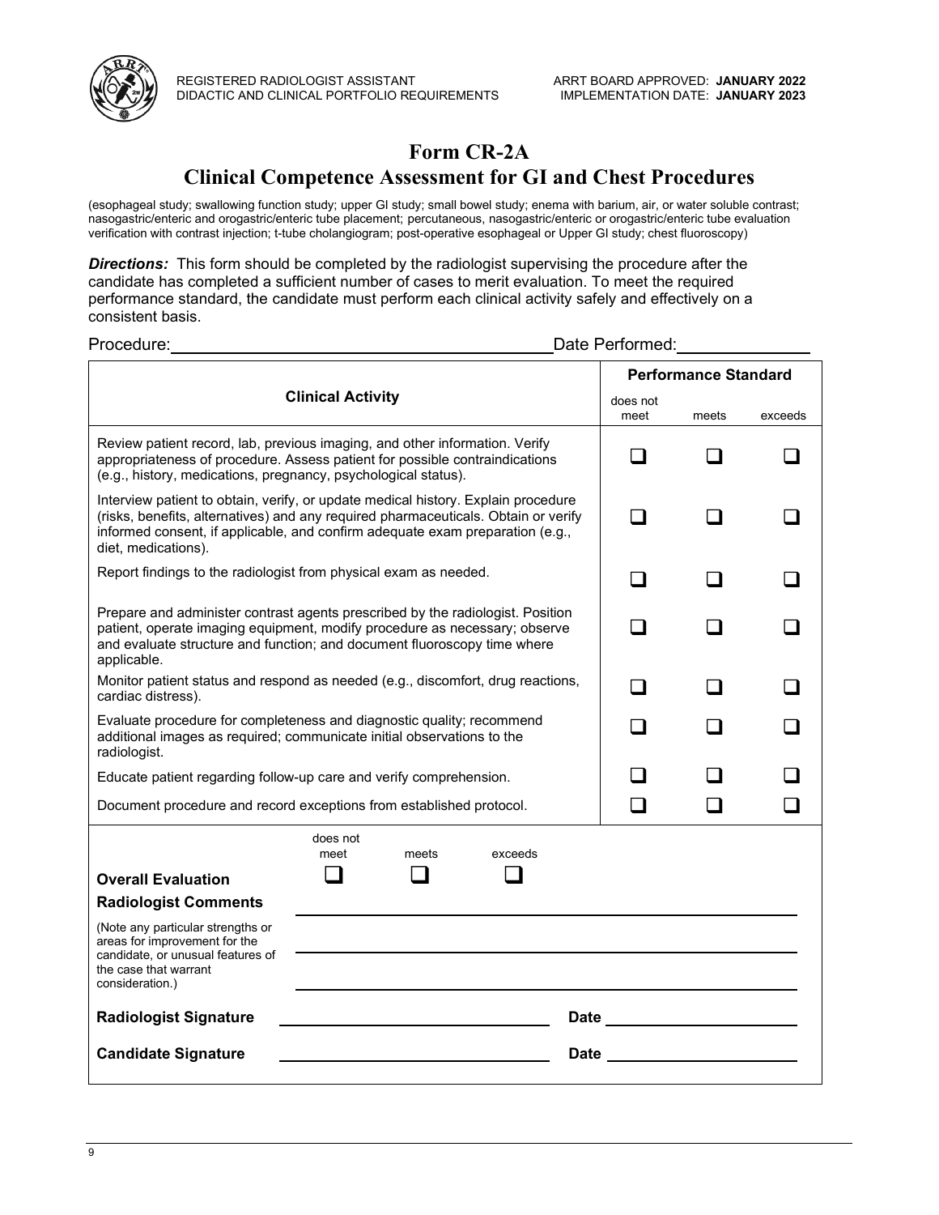# Form CR-2A

## Clinical Competence Assessment for GI and Chest Procedures

(esophageal study; swallowing function study; upper GI study; small bowel study; enema with barium, air, or water soluble contrast; nasogastric/enteric and orogastric/enteric tube placement; percutaneous, nasogastric/enteric or orogastric/enteric tube evaluation verification with contrast injection; t-tube cholangiogram; post-operative esophageal or Upper GI study; chest fluoroscopy)

***Directions:*** This form should be completed by the radiologist supervising the procedure after the candidate has completed a sufficient number of cases to merit evaluation. To meet the required performance standard, the candidate must perform each clinical activity safely and effectively on a consistent basis.

Procedure:\_\_\_\_\_\_\_\_\_\_\_\_\_\_\_\_\_\_\_\_\_\_\_\_\_\_\_\_\_\_\_\_\_\_\_\_ Date Performed:\_\_\_\_\_\_\_\_\_\_\_\_

| Clinical Activity | Performance Standard | | |
|---|---|---|---|
| | does not meet | meets | exceeds |
| Review patient record, lab, previous imaging, and other information. Verify appropriateness of procedure. Assess patient for possible contraindications (e.g., history, medications, pregnancy, psychological status). | ❑ | ❑ | ❑ |
| Interview patient to obtain, verify, or update medical history. Explain procedure (risks, benefits, alternatives) and any required pharmaceuticals. Obtain or verify informed consent, if applicable, and confirm adequate exam preparation (e.g., diet, medications). | ❑ | ❑ | ❑ |
| Report findings to the radiologist from physical exam as needed. | ❑ | ❑ | ❑ |
| Prepare and administer contrast agents prescribed by the radiologist. Position patient, operate imaging equipment, modify procedure as necessary; observe and evaluate structure and function; and document fluoroscopy time where applicable. | ❑ | ❑ | ❑ |
| Monitor patient status and respond as needed (e.g., discomfort, drug reactions, cardiac distress). | ❑ | ❑ | ❑ |
| Evaluate procedure for completeness and diagnostic quality; recommend additional images as required; communicate initial observations to the radiologist. | ❑ | ❑ | ❑ |
| Educate patient regarding follow-up care and verify comprehension. | ❑ | ❑ | ❑ |
| Document procedure and record exceptions from established protocol. | ❑ | ❑ | ❑ |

| | does not meet | meets | exceeds |
|---|---|---|---|
| **Overall Evaluation** | ❑ | ❑ | ❑ |

**Radiologist Comments** \_\_\_\_\_\_\_\_\_\_\_\_\_\_\_\_\_\_\_\_\_\_\_\_\_\_\_\_\_\_\_\_\_\_\_\_\_\_\_\_

(Note any particular strengths or areas for improvement for the candidate, or unusual features of the case that warrant consideration.) \_\_\_\_\_\_\_\_\_\_\_\_\_\_\_\_\_\_\_\_\_\_\_\_\_\_\_\_\_\_\_\_\_\_\_\_\_\_\_\_

\_\_\_\_\_\_\_\_\_\_\_\_\_\_\_\_\_\_\_\_\_\_\_\_\_\_\_\_\_\_\_\_\_\_\_\_\_\_\_\_

**Radiologist Signature** \_\_\_\_\_\_\_\_\_\_\_\_\_\_\_\_\_\_\_\_\_\_\_\_\_\_ **Date** \_\_\_\_\_\_\_\_\_\_\_\_\_\_\_\_

**Candidate Signature** \_\_\_\_\_\_\_\_\_\_\_\_\_\_\_\_\_\_\_\_\_\_\_\_\_\_ **Date** \_\_\_\_\_\_\_\_\_\_\_\_\_\_\_\_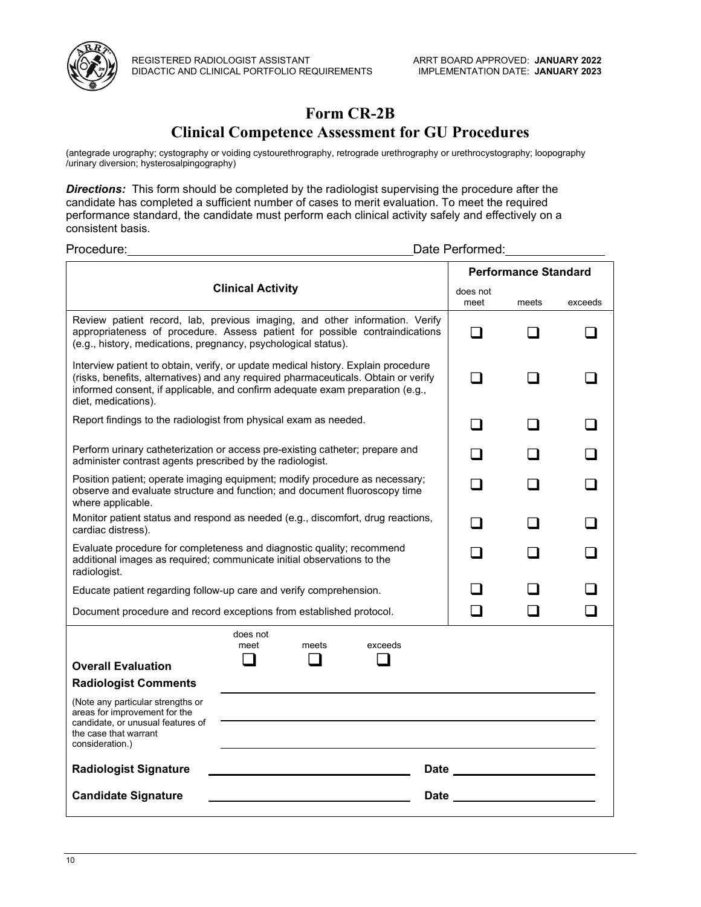# Form CR-2B

## Clinical Competence Assessment for GU Procedures

(antegrade urography; cystography or voiding cystourethrography, retrograde urethrography or urethrocystography; loopography /urinary diversion; hysterosalpingography)

***Directions:*** This form should be completed by the radiologist supervising the procedure after the candidate has completed a sufficient number of cases to merit evaluation. To meet the required performance standard, the candidate must perform each clinical activity safely and effectively on a consistent basis.

Procedure: ______________________ Date Performed: __________

| Clinical Activity | Performance Standard | | |
|---|---|---|---|
| | does not meet | meets | exceeds |
| Review patient record, lab, previous imaging, and other information. Verify appropriateness of procedure. Assess patient for possible contraindications (e.g., history, medications, pregnancy, psychological status). | ❑ | ❑ | ❑ |
| Interview patient to obtain, verify, or update medical history. Explain procedure (risks, benefits, alternatives) and any required pharmaceuticals. Obtain or verify informed consent, if applicable, and confirm adequate exam preparation (e.g., diet, medications). | ❑ | ❑ | ❑ |
| Report findings to the radiologist from physical exam as needed. | ❑ | ❑ | ❑ |
| Perform urinary catheterization or access pre-existing catheter; prepare and administer contrast agents prescribed by the radiologist. | ❑ | ❑ | ❑ |
| Position patient; operate imaging equipment; modify procedure as necessary; observe and evaluate structure and function; and document fluoroscopy time where applicable. | ❑ | ❑ | ❑ |
| Monitor patient status and respond as needed (e.g., discomfort, drug reactions, cardiac distress). | ❑ | ❑ | ❑ |
| Evaluate procedure for completeness and diagnostic quality; recommend additional images as required; communicate initial observations to the radiologist. | ❑ | ❑ | ❑ |
| Educate patient regarding follow-up care and verify comprehension. | ❑ | ❑ | ❑ |
| Document procedure and record exceptions from established protocol. | ❑ | ❑ | ❑ |

| | does not meet | meets | exceeds |
|---|---|---|---|
| **Overall Evaluation** | ❑ | ❑ | ❑ |

**Radiologist Comments** ______________________________________________

(Note any particular strengths or areas for improvement for the candidate, or unusual features of the case that warrant consideration.)

______________________________________________

______________________________________________

**Radiologist Signature** ______________________ **Date** ______________

**Candidate Signature** ______________________ **Date** ______________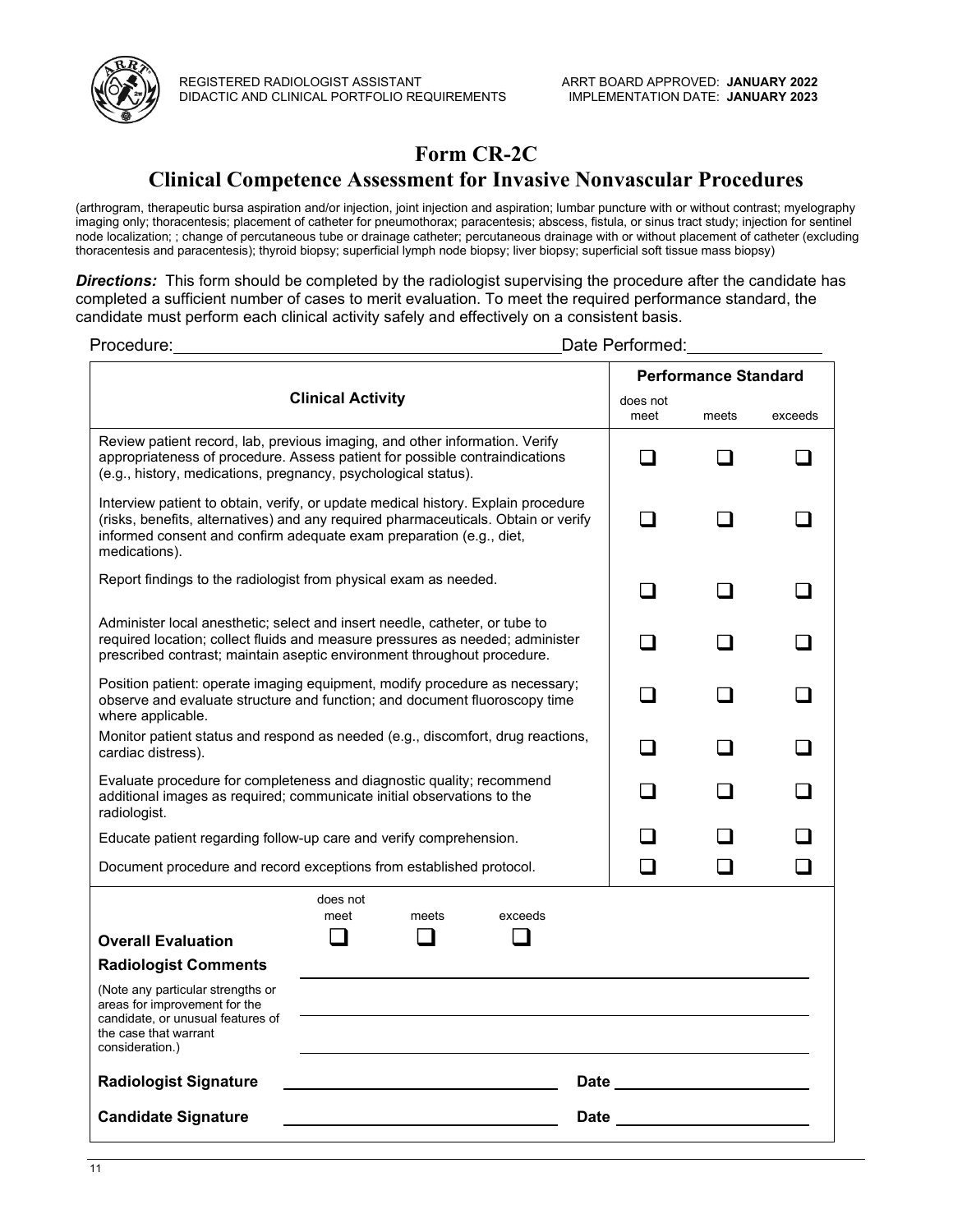# Form CR-2C

## Clinical Competence Assessment for Invasive Nonvascular Procedures

(arthrogram, therapeutic bursa aspiration and/or injection, joint injection and aspiration; lumbar puncture with or without contrast; myelography imaging only; thoracentesis; placement of catheter for pneumothorax; paracentesis; abscess, fistula, or sinus tract study; injection for sentinel node localization; ; change of percutaneous tube or drainage catheter; percutaneous drainage with or without placement of catheter (excluding thoracentesis and paracentesis); thyroid biopsy; superficial lymph node biopsy; liver biopsy; superficial soft tissue mass biopsy)

***Directions:*** This form should be completed by the radiologist supervising the procedure after the candidate has completed a sufficient number of cases to merit evaluation. To meet the required performance standard, the candidate must perform each clinical activity safely and effectively on a consistent basis.

Procedure: ______________________________ Date Performed: ______________

| Clinical Activity | Performance Standard | | |
|---|---|---|---|
| | does not meet | meets | exceeds |
| Review patient record, lab, previous imaging, and other information. Verify appropriateness of procedure. Assess patient for possible contraindications (e.g., history, medications, pregnancy, psychological status). | ☐ | ☐ | ☐ |
| Interview patient to obtain, verify, or update medical history. Explain procedure (risks, benefits, alternatives) and any required pharmaceuticals. Obtain or verify informed consent and confirm adequate exam preparation (e.g., diet, medications). | ☐ | ☐ | ☐ |
| Report findings to the radiologist from physical exam as needed. | ☐ | ☐ | ☐ |
| Administer local anesthetic; select and insert needle, catheter, or tube to required location; collect fluids and measure pressures as needed; administer prescribed contrast; maintain aseptic environment throughout procedure. | ☐ | ☐ | ☐ |
| Position patient: operate imaging equipment, modify procedure as necessary; observe and evaluate structure and function; and document fluoroscopy time where applicable. | ☐ | ☐ | ☐ |
| Monitor patient status and respond as needed (e.g., discomfort, drug reactions, cardiac distress). | ☐ | ☐ | ☐ |
| Evaluate procedure for completeness and diagnostic quality; recommend additional images as required; communicate initial observations to the radiologist. | ☐ | ☐ | ☐ |
| Educate patient regarding follow-up care and verify comprehension. | ☐ | ☐ | ☐ |
| Document procedure and record exceptions from established protocol. | ☐ | ☐ | ☐ |

**Overall Evaluation** ☐ does not meet ☐ meets ☐ exceeds

**Radiologist Comments**

(Note any particular strengths or areas for improvement for the candidate, or unusual features of the case that warrant consideration.)

______________________________________________

______________________________________________

______________________________________________

**Radiologist Signature** ______________________ **Date** ______________

**Candidate Signature** ______________________ **Date** ______________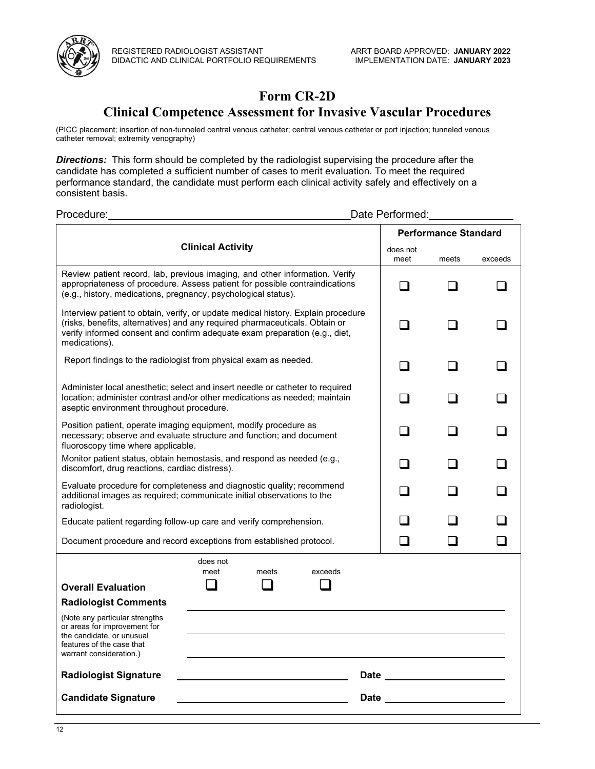# Form CR-2D

## Clinical Competence Assessment for Invasive Vascular Procedures

(PICC placement; insertion of non-tunneled central venous catheter; central venous catheter or port injection; tunneled venous catheter removal; extremity venography)

***Directions:*** This form should be completed by the radiologist supervising the procedure after the candidate has completed a sufficient number of cases to merit evaluation. To meet the required performance standard, the candidate must perform each clinical activity safely and effectively on a consistent basis.

Procedure:\_\_\_\_\_\_\_\_\_\_\_\_\_\_\_\_\_\_\_\_\_\_\_\_\_\_\_\_\_\_\_\_\_\_\_\_\_\_\_\_ Date Performed:\_\_\_\_\_\_\_\_\_\_\_\_\_\_

| Clinical Activity | Performance Standard | | |
|---|---|---|---|
| | does not meet | meets | exceeds |
| Review patient record, lab, previous imaging, and other information. Verify appropriateness of procedure. Assess patient for possible contraindications (e.g., history, medications, pregnancy, psychological status). | ☐ | ☐ | ☐ |
| Interview patient to obtain, verify, or update medical history. Explain procedure (risks, benefits, alternatives) and any required pharmaceuticals. Obtain or verify informed consent and confirm adequate exam preparation (e.g., diet, medications). | ☐ | ☐ | ☐ |
| Report findings to the radiologist from physical exam as needed. | ☐ | ☐ | ☐ |
| Administer local anesthetic; select and insert needle or catheter to required location; administer contrast and/or other medications as needed; maintain aseptic environment throughout procedure. | ☐ | ☐ | ☐ |
| Position patient, operate imaging equipment, modify procedure as necessary; observe and evaluate structure and function; and document fluoroscopy time where applicable. | ☐ | ☐ | ☐ |
| Monitor patient status, obtain hemostasis, and respond as needed (e.g., discomfort, drug reactions, cardiac distress). | ☐ | ☐ | ☐ |
| Evaluate procedure for completeness and diagnostic quality; recommend additional images as required; communicate initial observations to the radiologist. | ☐ | ☐ | ☐ |
| Educate patient regarding follow-up care and verify comprehension. | ☐ | ☐ | ☐ |
| Document procedure and record exceptions from established protocol. | ☐ | ☐ | ☐ |

| | does not meet | meets | exceeds |
|---|---|---|---|
| **Overall Evaluation** | ☐ | ☐ | ☐ |

**Radiologist Comments**

(Note any particular strengths or areas for improvement for the candidate, or unusual features of the case that warrant consideration.)

\_\_\_\_\_\_\_\_\_\_\_\_\_\_\_\_\_\_\_\_\_\_\_\_\_\_\_\_\_\_\_\_\_\_\_\_\_\_\_\_\_\_\_\_\_\_\_\_

\_\_\_\_\_\_\_\_\_\_\_\_\_\_\_\_\_\_\_\_\_\_\_\_\_\_\_\_\_\_\_\_\_\_\_\_\_\_\_\_\_\_\_\_\_\_\_\_

\_\_\_\_\_\_\_\_\_\_\_\_\_\_\_\_\_\_\_\_\_\_\_\_\_\_\_\_\_\_\_\_\_\_\_\_\_\_\_\_\_\_\_\_\_\_\_\_

**Radiologist Signature** \_\_\_\_\_\_\_\_\_\_\_\_\_\_\_\_\_\_\_\_\_\_\_\_\_\_ **Date** \_\_\_\_\_\_\_\_\_\_\_\_\_\_\_\_\_\_

**Candidate Signature** \_\_\_\_\_\_\_\_\_\_\_\_\_\_\_\_\_\_\_\_\_\_\_\_\_\_ **Date** \_\_\_\_\_\_\_\_\_\_\_\_\_\_\_\_\_\_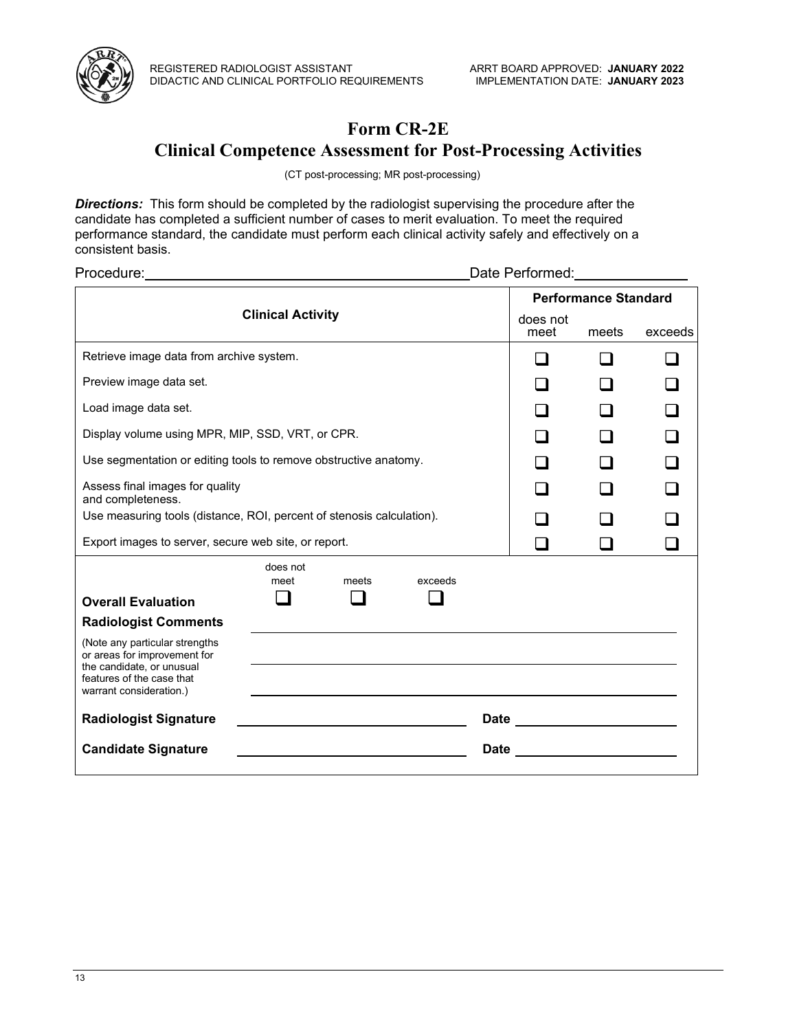# Form CR-2E

## Clinical Competence Assessment for Post-Processing Activities

(CT post-processing; MR post-processing)

***Directions:*** This form should be completed by the radiologist supervising the procedure after the candidate has completed a sufficient number of cases to merit evaluation. To meet the required performance standard, the candidate must perform each clinical activity safely and effectively on a consistent basis.

Procedure:\_\_\_\_\_\_\_\_\_\_\_\_\_\_\_\_\_\_\_\_\_\_\_\_\_\_\_\_\_\_\_\_\_\_\_\_ Date Performed:\_\_\_\_\_\_\_\_\_\_\_\_\_\_

| Clinical Activity | Performance Standard | | |
|---|---|---|---|
| | does not meet | meets | exceeds |
| Retrieve image data from archive system. | ❑ | ❑ | ❑ |
| Preview image data set. | ❑ | ❑ | ❑ |
| Load image data set. | ❑ | ❑ | ❑ |
| Display volume using MPR, MIP, SSD, VRT, or CPR. | ❑ | ❑ | ❑ |
| Use segmentation or editing tools to remove obstructive anatomy. | ❑ | ❑ | ❑ |
| Assess final images for quality and completeness. | ❑ | ❑ | ❑ |
| Use measuring tools (distance, ROI, percent of stenosis calculation). | ❑ | ❑ | ❑ |
| Export images to server, secure web site, or report. | ❑ | ❑ | ❑ |

| | does not meet | meets | exceeds |
|---|---|---|---|
| **Overall Evaluation** | ❑ | ❑ | ❑ |

**Radiologist Comments**

(Note any particular strengths or areas for improvement for the candidate, or unusual features of the case that warrant consideration.)

\_\_\_\_\_\_\_\_\_\_\_\_\_\_\_\_\_\_\_\_\_\_\_\_\_\_\_\_\_\_\_\_\_\_\_\_\_\_\_\_\_\_\_\_\_\_\_\_\_\_

\_\_\_\_\_\_\_\_\_\_\_\_\_\_\_\_\_\_\_\_\_\_\_\_\_\_\_\_\_\_\_\_\_\_\_\_\_\_\_\_\_\_\_\_\_\_\_\_\_\_

\_\_\_\_\_\_\_\_\_\_\_\_\_\_\_\_\_\_\_\_\_\_\_\_\_\_\_\_\_\_\_\_\_\_\_\_\_\_\_\_\_\_\_\_\_\_\_\_\_\_

**Radiologist Signature** \_\_\_\_\_\_\_\_\_\_\_\_\_\_\_\_\_\_\_\_\_\_\_\_\_\_\_\_ **Date** \_\_\_\_\_\_\_\_\_\_\_\_\_\_\_\_\_\_\_\_

**Candidate Signature** \_\_\_\_\_\_\_\_\_\_\_\_\_\_\_\_\_\_\_\_\_\_\_\_\_\_\_\_ **Date** \_\_\_\_\_\_\_\_\_\_\_\_\_\_\_\_\_\_\_\_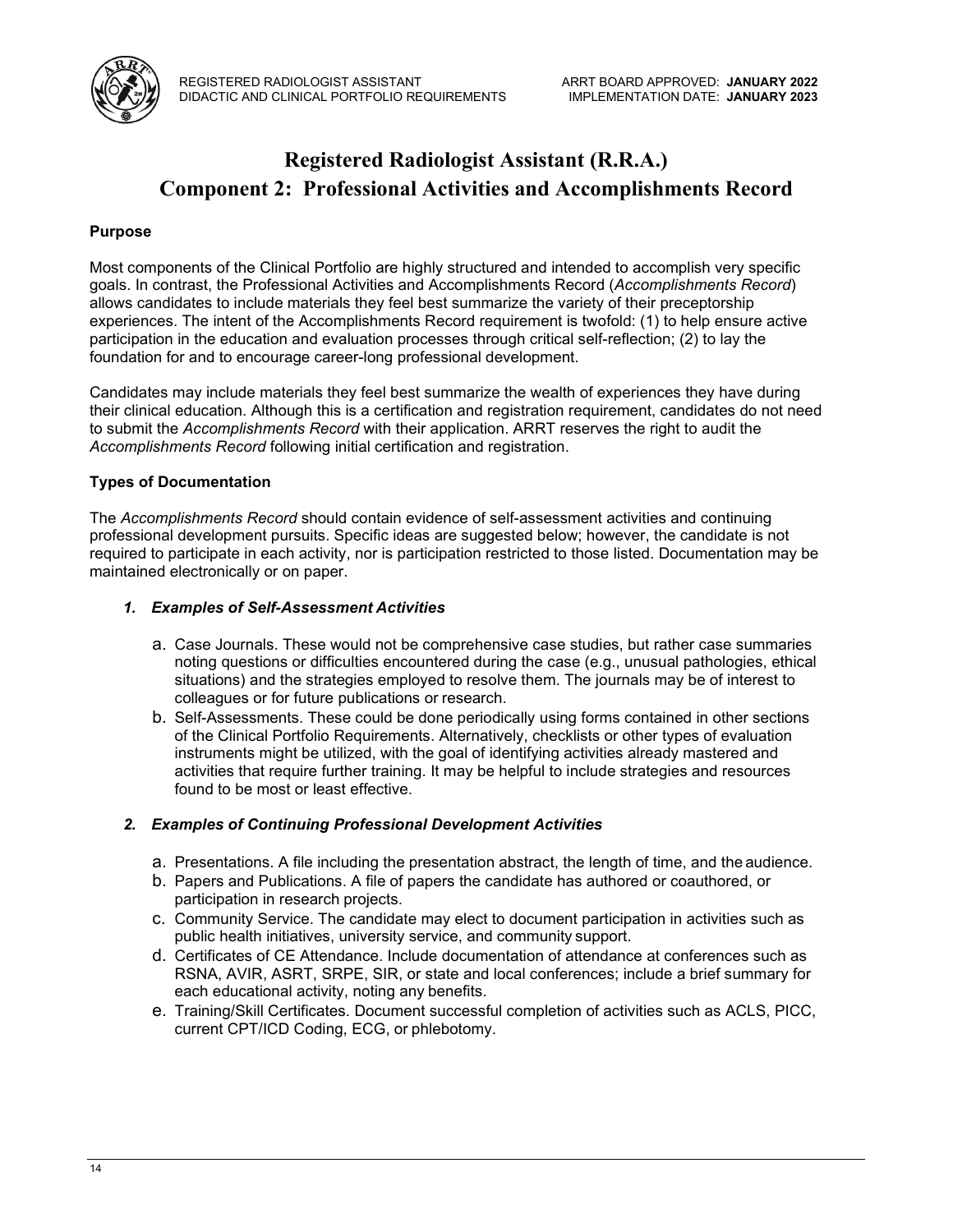# Registered Radiologist Assistant (R.R.A.)
# Component 2: Professional Activities and Accomplishments Record

**Purpose**

Most components of the Clinical Portfolio are highly structured and intended to accomplish very specific goals. In contrast, the Professional Activities and Accomplishments Record (*Accomplishments Record*) allows candidates to include materials they feel best summarize the variety of their preceptorship experiences. The intent of the Accomplishments Record requirement is twofold: (1) to help ensure active participation in the education and evaluation processes through critical self-reflection; (2) to lay the foundation for and to encourage career-long professional development.

Candidates may include materials they feel best summarize the wealth of experiences they have during their clinical education. Although this is a certification and registration requirement, candidates do not need to submit the *Accomplishments Record* with their application. ARRT reserves the right to audit the *Accomplishments Record* following initial certification and registration.

**Types of Documentation**

The *Accomplishments Record* should contain evidence of self-assessment activities and continuing professional development pursuits. Specific ideas are suggested below; however, the candidate is not required to participate in each activity, nor is participation restricted to those listed. Documentation may be maintained electronically or on paper.

***1. Examples of Self-Assessment Activities***

a. Case Journals. These would not be comprehensive case studies, but rather case summaries noting questions or difficulties encountered during the case (e.g., unusual pathologies, ethical situations) and the strategies employed to resolve them. The journals may be of interest to colleagues or for future publications or research.

b. Self-Assessments. These could be done periodically using forms contained in other sections of the Clinical Portfolio Requirements. Alternatively, checklists or other types of evaluation instruments might be utilized, with the goal of identifying activities already mastered and activities that require further training. It may be helpful to include strategies and resources found to be most or least effective.

***2. Examples of Continuing Professional Development Activities***

a. Presentations. A file including the presentation abstract, the length of time, and the audience.

b. Papers and Publications. A file of papers the candidate has authored or coauthored, or participation in research projects.

c. Community Service. The candidate may elect to document participation in activities such as public health initiatives, university service, and community support.

d. Certificates of CE Attendance. Include documentation of attendance at conferences such as RSNA, AVIR, ASRT, SRPE, SIR, or state and local conferences; include a brief summary for each educational activity, noting any benefits.

e. Training/Skill Certificates. Document successful completion of activities such as ACLS, PICC, current CPT/ICD Coding, ECG, or phlebotomy.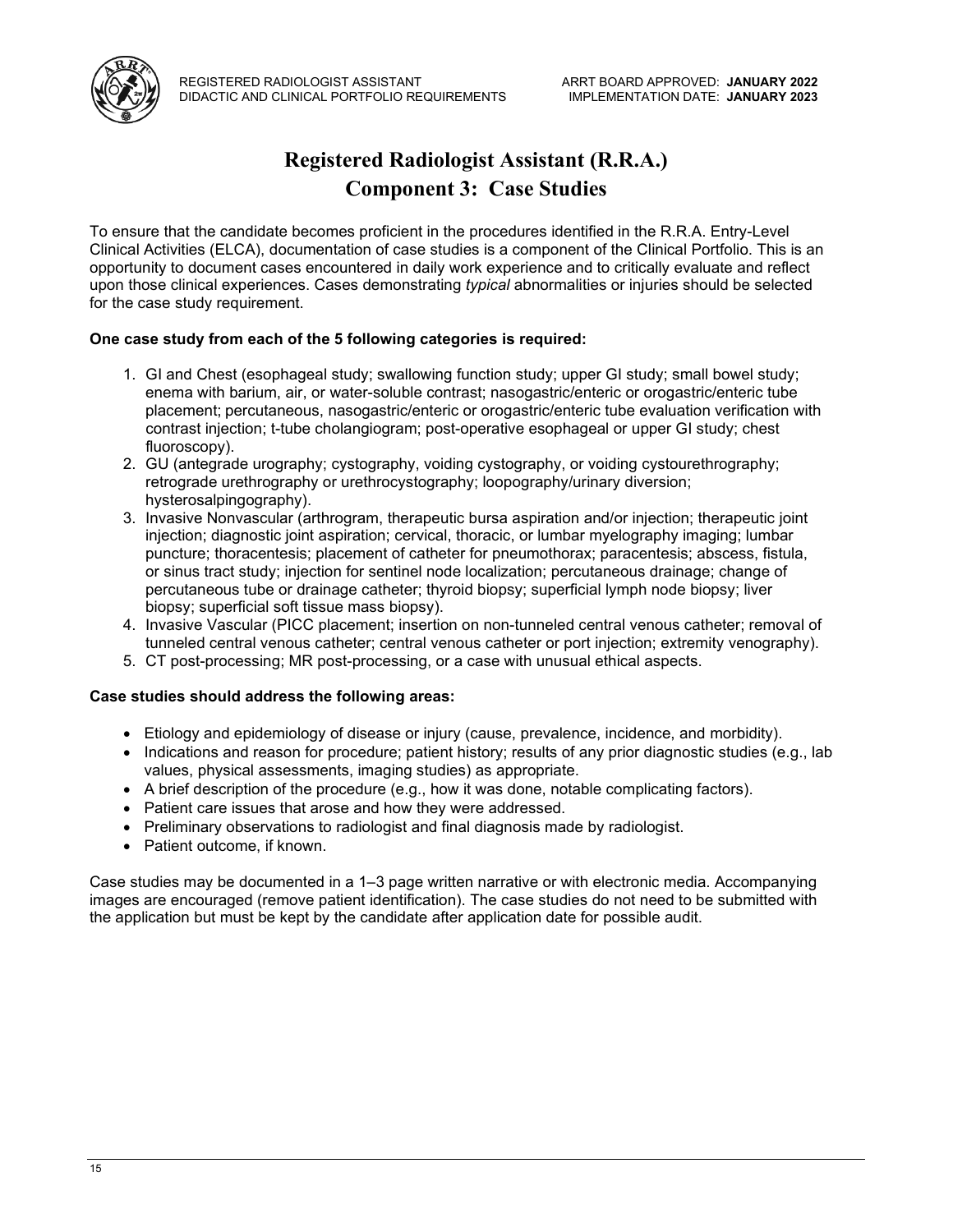# Registered Radiologist Assistant (R.R.A.)
# Component 3: Case Studies

To ensure that the candidate becomes proficient in the procedures identified in the R.R.A. Entry-Level Clinical Activities (ELCA), documentation of case studies is a component of the Clinical Portfolio. This is an opportunity to document cases encountered in daily work experience and to critically evaluate and reflect upon those clinical experiences. Cases demonstrating *typical* abnormalities or injuries should be selected for the case study requirement.

**One case study from each of the 5 following categories is required:**

1. GI and Chest (esophageal study; swallowing function study; upper GI study; small bowel study; enema with barium, air, or water-soluble contrast; nasogastric/enteric or orogastric/enteric tube placement; percutaneous, nasogastric/enteric or orogastric/enteric tube evaluation verification with contrast injection; t-tube cholangiogram; post-operative esophageal or upper GI study; chest fluoroscopy).
2. GU (antegrade urography; cystography, voiding cystography, or voiding cystourethrography; retrograde urethrography or urethrocystography; loopography/urinary diversion; hysterosalpingography).
3. Invasive Nonvascular (arthrogram, therapeutic bursa aspiration and/or injection; therapeutic joint injection; diagnostic joint aspiration; cervical, thoracic, or lumbar myelography imaging; lumbar puncture; thoracentesis; placement of catheter for pneumothorax; paracentesis; abscess, fistula, or sinus tract study; injection for sentinel node localization; percutaneous drainage; change of percutaneous tube or drainage catheter; thyroid biopsy; superficial lymph node biopsy; liver biopsy; superficial soft tissue mass biopsy).
4. Invasive Vascular (PICC placement; insertion on non-tunneled central venous catheter; removal of tunneled central venous catheter; central venous catheter or port injection; extremity venography).
5. CT post-processing; MR post-processing, or a case with unusual ethical aspects.

**Case studies should address the following areas:**

- Etiology and epidemiology of disease or injury (cause, prevalence, incidence, and morbidity).
- Indications and reason for procedure; patient history; results of any prior diagnostic studies (e.g., lab values, physical assessments, imaging studies) as appropriate.
- A brief description of the procedure (e.g., how it was done, notable complicating factors).
- Patient care issues that arose and how they were addressed.
- Preliminary observations to radiologist and final diagnosis made by radiologist.
- Patient outcome, if known.

Case studies may be documented in a 1–3 page written narrative or with electronic media. Accompanying images are encouraged (remove patient identification). The case studies do not need to be submitted with the application but must be kept by the candidate after application date for possible audit.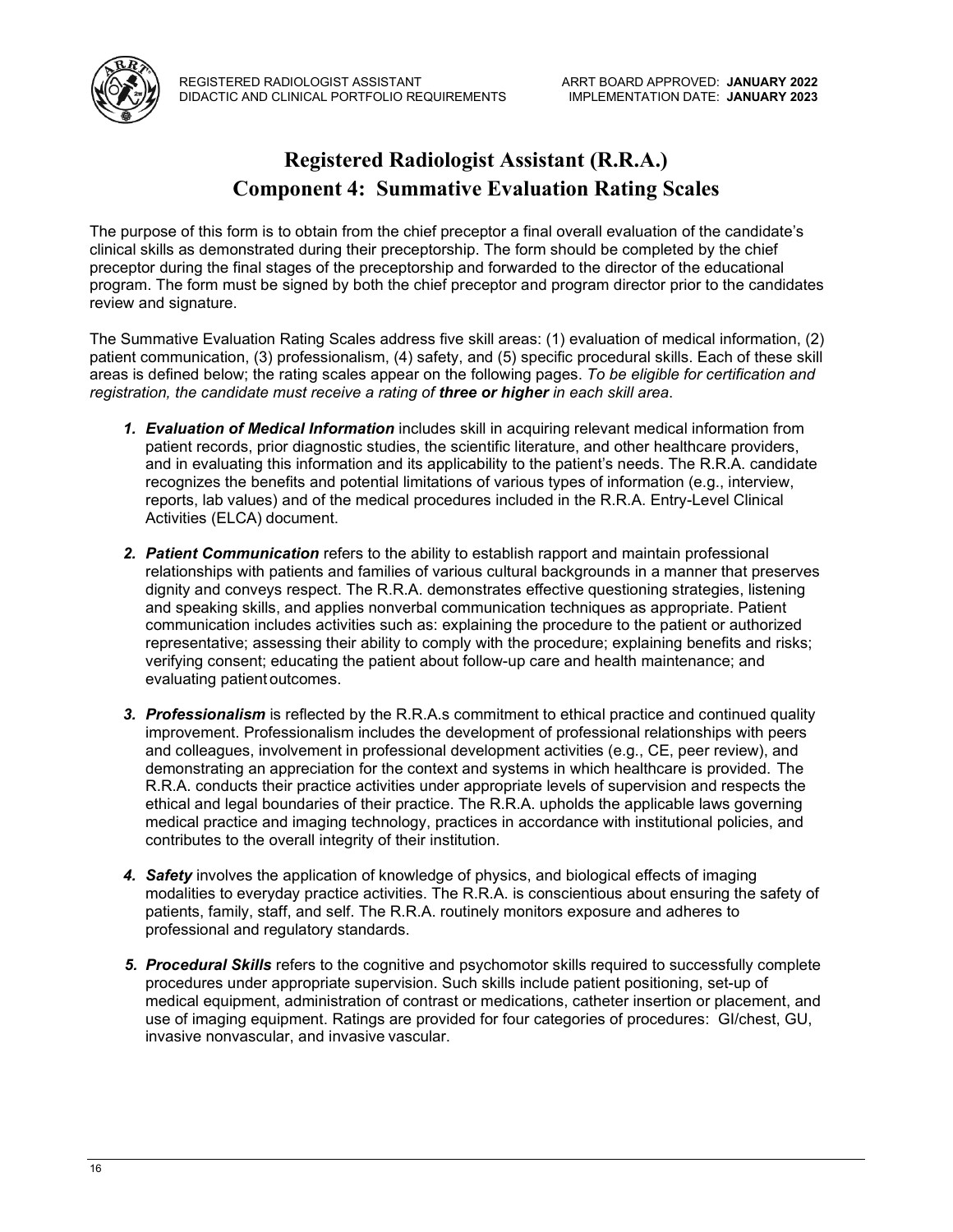# Registered Radiologist Assistant (R.R.A.)
# Component 4: Summative Evaluation Rating Scales

The purpose of this form is to obtain from the chief preceptor a final overall evaluation of the candidate's clinical skills as demonstrated during their preceptorship. The form should be completed by the chief preceptor during the final stages of the preceptorship and forwarded to the director of the educational program. The form must be signed by both the chief preceptor and program director prior to the candidates review and signature.

The Summative Evaluation Rating Scales address five skill areas: (1) evaluation of medical information, (2) patient communication, (3) professionalism, (4) safety, and (5) specific procedural skills. Each of these skill areas is defined below; the rating scales appear on the following pages. *To be eligible for certification and registration, the candidate must receive a rating of **three or higher** in each skill area*.

1. ***Evaluation of Medical Information*** includes skill in acquiring relevant medical information from patient records, prior diagnostic studies, the scientific literature, and other healthcare providers, and in evaluating this information and its applicability to the patient's needs. The R.R.A. candidate recognizes the benefits and potential limitations of various types of information (e.g., interview, reports, lab values) and of the medical procedures included in the R.R.A. Entry-Level Clinical Activities (ELCA) document.

2. ***Patient Communication*** refers to the ability to establish rapport and maintain professional relationships with patients and families of various cultural backgrounds in a manner that preserves dignity and conveys respect. The R.R.A. demonstrates effective questioning strategies, listening and speaking skills, and applies nonverbal communication techniques as appropriate. Patient communication includes activities such as: explaining the procedure to the patient or authorized representative; assessing their ability to comply with the procedure; explaining benefits and risks; verifying consent; educating the patient about follow-up care and health maintenance; and evaluating patient outcomes.

3. ***Professionalism*** is reflected by the R.R.A.s commitment to ethical practice and continued quality improvement. Professionalism includes the development of professional relationships with peers and colleagues, involvement in professional development activities (e.g., CE, peer review), and demonstrating an appreciation for the context and systems in which healthcare is provided. The R.R.A. conducts their practice activities under appropriate levels of supervision and respects the ethical and legal boundaries of their practice. The R.R.A. upholds the applicable laws governing medical practice and imaging technology, practices in accordance with institutional policies, and contributes to the overall integrity of their institution.

4. ***Safety*** involves the application of knowledge of physics, and biological effects of imaging modalities to everyday practice activities. The R.R.A. is conscientious about ensuring the safety of patients, family, staff, and self. The R.R.A. routinely monitors exposure and adheres to professional and regulatory standards.

5. ***Procedural Skills*** refers to the cognitive and psychomotor skills required to successfully complete procedures under appropriate supervision. Such skills include patient positioning, set-up of medical equipment, administration of contrast or medications, catheter insertion or placement, and use of imaging equipment. Ratings are provided for four categories of procedures: GI/chest, GU, invasive nonvascular, and invasive vascular.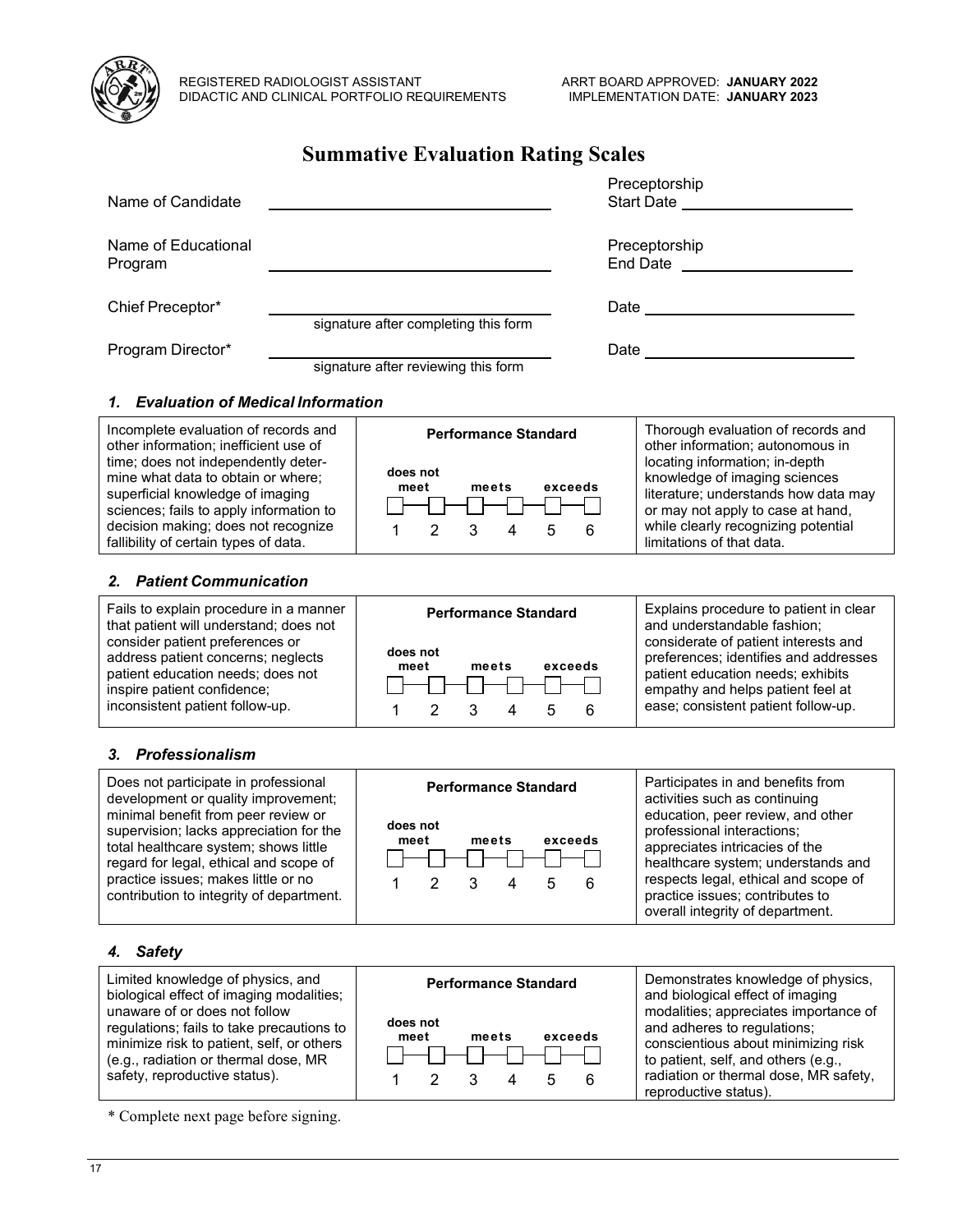# Summative Evaluation Rating Scales

| | | | |
|---|---|---|---|
| Name of Candidate | ____________________ | Preceptorship Start Date | ____________________ |
| Name of Educational Program | ____________________ | Preceptorship End Date | ____________________ |
| Chief Preceptor* | ____________________ signature after completing this form | Date | ____________________ |
| Program Director* | ____________________ signature after reviewing this form | Date | ____________________ |

### *1. Evaluation of Medical Information*

| | Performance Standard | |
|---|---|---|
| Incomplete evaluation of records and other information; inefficient use of time; does not independently determine what data to obtain or where; superficial knowledge of imaging sciences; fails to apply information to decision making; does not recognize fallibility of certain types of data. | does not meet ☐ 1 ☐ 2 — meets ☐ 3 ☐ 4 — exceeds ☐ 5 ☐ 6 | Thorough evaluation of records and other information; autonomous in locating information; in-depth knowledge of imaging sciences literature; understands how data may or may not apply to case at hand, while clearly recognizing potential limitations of that data. |

### *2. Patient Communication*

| | Performance Standard | |
|---|---|---|
| Fails to explain procedure in a manner that patient will understand; does not consider patient preferences or address patient concerns; neglects patient education needs; does not inspire patient confidence; inconsistent patient follow-up. | does not meet ☐ 1 ☐ 2 — meets ☐ 3 ☐ 4 — exceeds ☐ 5 ☐ 6 | Explains procedure to patient in clear and understandable fashion; considerate of patient interests and preferences; identifies and addresses patient education needs; exhibits empathy and helps patient feel at ease; consistent patient follow-up. |

### *3. Professionalism*

| | Performance Standard | |
|---|---|---|
| Does not participate in professional development or quality improvement; minimal benefit from peer review or supervision; lacks appreciation for the total healthcare system; shows little regard for legal, ethical and scope of practice issues; makes little or no contribution to integrity of department. | does not meet ☐ 1 ☐ 2 — meets ☐ 3 ☐ 4 — exceeds ☐ 5 ☐ 6 | Participates in and benefits from activities such as continuing education, peer review, and other professional interactions; appreciates intricacies of the healthcare system; understands and respects legal, ethical and scope of practice issues; contributes to overall integrity of department. |

### *4. Safety*

| | Performance Standard | |
|---|---|---|
| Limited knowledge of physics, and biological effect of imaging modalities; unaware of or does not follow regulations; fails to take precautions to minimize risk to patient, self, or others (e.g., radiation or thermal dose, MR safety, reproductive status). | does not meet ☐ 1 ☐ 2 — meets ☐ 3 ☐ 4 — exceeds ☐ 5 ☐ 6 | Demonstrates knowledge of physics, and biological effect of imaging modalities; appreciates importance of and adheres to regulations; conscientious about minimizing risk to patient, self, and others (e.g., radiation or thermal dose, MR safety, reproductive status). |

\* Complete next page before signing.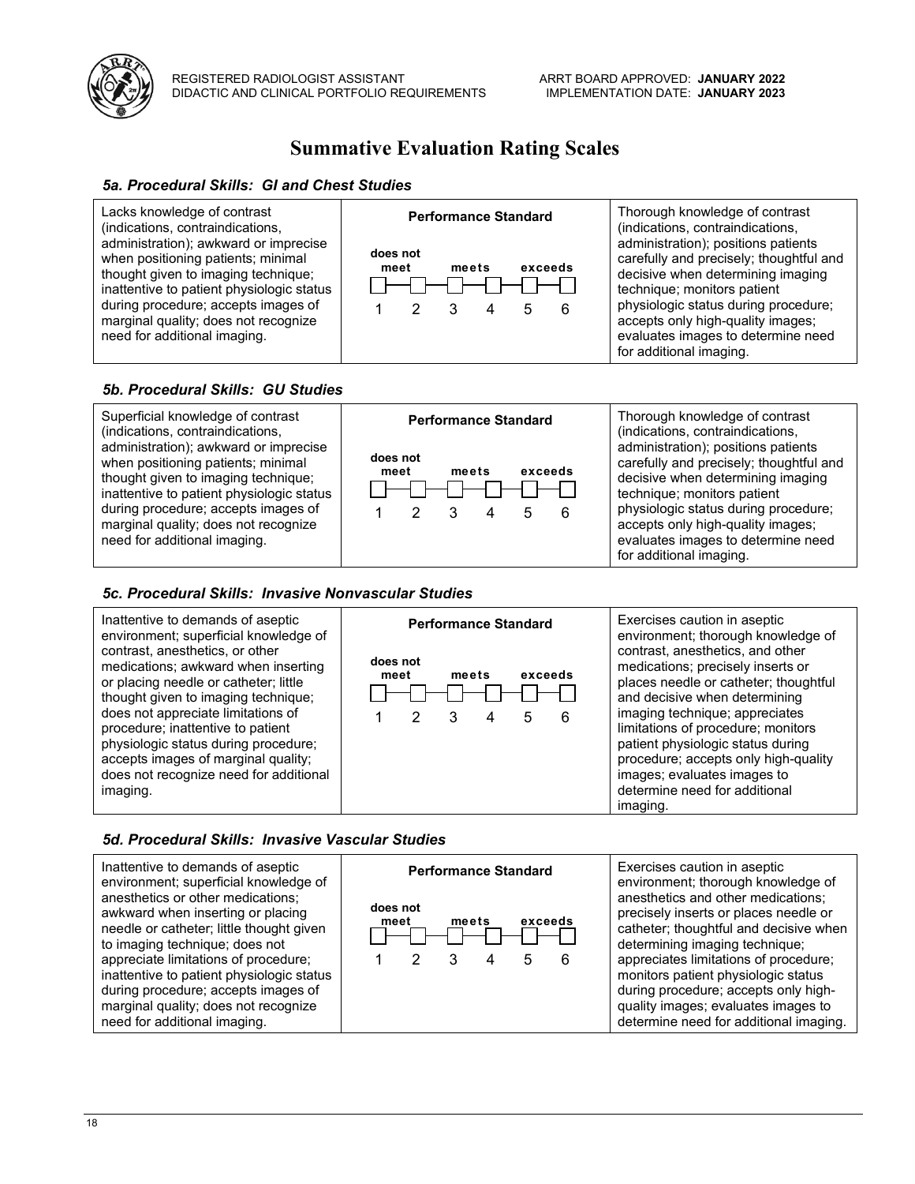# Summative Evaluation Rating Scales

### *5a. Procedural Skills: GI and Chest Studies*

| | Performance Standard | |
|---|---|---|
| Lacks knowledge of contrast (indications, contraindications, administration); awkward or imprecise when positioning patients; minimal thought given to imaging technique; inattentive to patient physiologic status during procedure; accepts images of marginal quality; does not recognize need for additional imaging. | does not meet (1, 2) — meets (3, 4) — exceeds (5, 6) | Thorough knowledge of contrast (indications, contraindications, administration); positions patients carefully and precisely; thoughtful and decisive when determining imaging technique; monitors patient physiologic status during procedure; accepts only high-quality images; evaluates images to determine need for additional imaging. |

### *5b. Procedural Skills: GU Studies*

| | Performance Standard | |
|---|---|---|
| Superficial knowledge of contrast (indications, contraindications, administration); awkward or imprecise when positioning patients; minimal thought given to imaging technique; inattentive to patient physiologic status during procedure; accepts images of marginal quality; does not recognize need for additional imaging. | does not meet (1, 2) — meets (3, 4) — exceeds (5, 6) | Thorough knowledge of contrast (indications, contraindications, administration); positions patients carefully and precisely; thoughtful and decisive when determining imaging technique; monitors patient physiologic status during procedure; accepts only high-quality images; evaluates images to determine need for additional imaging. |

### *5c. Procedural Skills: Invasive Nonvascular Studies*

| | Performance Standard | |
|---|---|---|
| Inattentive to demands of aseptic environment; superficial knowledge of contrast, anesthetics, or other medications; awkward when inserting or placing needle or catheter; little thought given to imaging technique; does not appreciate limitations of procedure; inattentive to patient physiologic status during procedure; accepts images of marginal quality; does not recognize need for additional imaging. | does not meet (1, 2) — meets (3, 4) — exceeds (5, 6) | Exercises caution in aseptic environment; thorough knowledge of contrast, anesthetics, and other medications; precisely inserts or places needle or catheter; thoughtful and decisive when determining imaging technique; appreciates limitations of procedure; monitors patient physiologic status during procedure; accepts only high-quality images; evaluates images to determine need for additional imaging. |

### *5d. Procedural Skills: Invasive Vascular Studies*

| | Performance Standard | |
|---|---|---|
| Inattentive to demands of aseptic environment; superficial knowledge of anesthetics or other medications; awkward when inserting or placing needle or catheter; little thought given to imaging technique; does not appreciate limitations of procedure; inattentive to patient physiologic status during procedure; accepts images of marginal quality; does not recognize need for additional imaging. | does not meet (1, 2) — meets (3, 4) — exceeds (5, 6) | Exercises caution in aseptic environment; thorough knowledge of anesthetics and other medications; precisely inserts or places needle or catheter; thoughtful and decisive when determining imaging technique; appreciates limitations of procedure; monitors patient physiologic status during procedure; accepts only high-quality images; evaluates images to determine need for additional imaging. |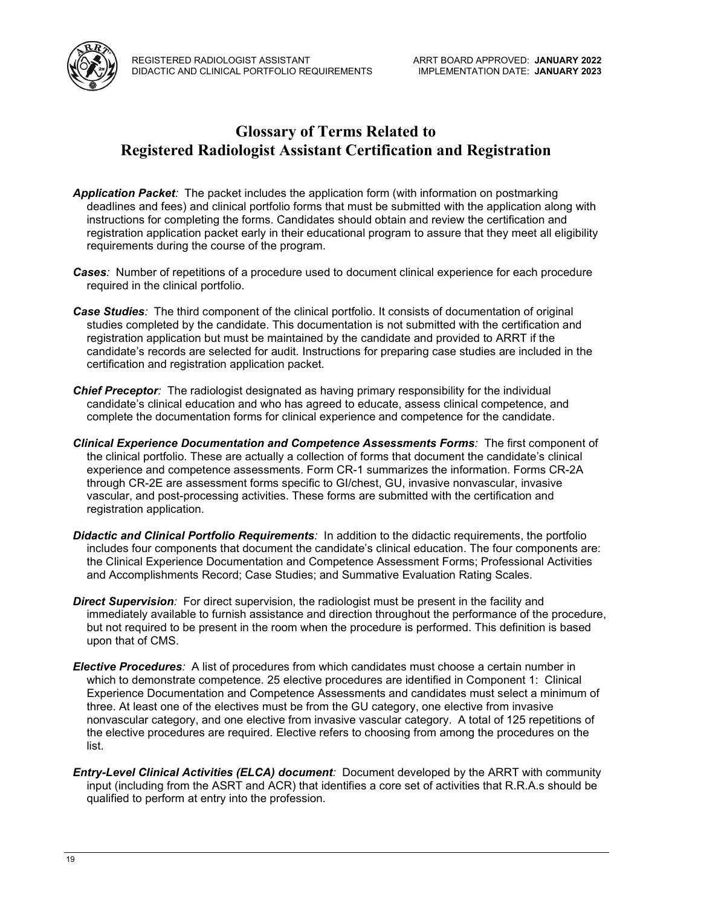# Glossary of Terms Related to Registered Radiologist Assistant Certification and Registration

***Application Packet**:* The packet includes the application form (with information on postmarking deadlines and fees) and clinical portfolio forms that must be submitted with the application along with instructions for completing the forms. Candidates should obtain and review the certification and registration application packet early in their educational program to assure that they meet all eligibility requirements during the course of the program.

***Cases**:* Number of repetitions of a procedure used to document clinical experience for each procedure required in the clinical portfolio.

***Case Studies**:* The third component of the clinical portfolio. It consists of documentation of original studies completed by the candidate. This documentation is not submitted with the certification and registration application but must be maintained by the candidate and provided to ARRT if the candidate's records are selected for audit. Instructions for preparing case studies are included in the certification and registration application packet.

***Chief Preceptor**:* The radiologist designated as having primary responsibility for the individual candidate's clinical education and who has agreed to educate, assess clinical competence, and complete the documentation forms for clinical experience and competence for the candidate.

***Clinical Experience Documentation and Competence Assessments Forms**:* The first component of the clinical portfolio. These are actually a collection of forms that document the candidate's clinical experience and competence assessments. Form CR-1 summarizes the information. Forms CR-2A through CR-2E are assessment forms specific to GI/chest, GU, invasive nonvascular, invasive vascular, and post-processing activities. These forms are submitted with the certification and registration application.

***Didactic and Clinical Portfolio Requirements**:* In addition to the didactic requirements, the portfolio includes four components that document the candidate's clinical education. The four components are: the Clinical Experience Documentation and Competence Assessment Forms; Professional Activities and Accomplishments Record; Case Studies; and Summative Evaluation Rating Scales.

***Direct Supervision**:* For direct supervision, the radiologist must be present in the facility and immediately available to furnish assistance and direction throughout the performance of the procedure, but not required to be present in the room when the procedure is performed. This definition is based upon that of CMS.

***Elective Procedures**:* A list of procedures from which candidates must choose a certain number in which to demonstrate competence. 25 elective procedures are identified in Component 1: Clinical Experience Documentation and Competence Assessments and candidates must select a minimum of three. At least one of the electives must be from the GU category, one elective from invasive nonvascular category, and one elective from invasive vascular category. A total of 125 repetitions of the elective procedures are required. Elective refers to choosing from among the procedures on the list.

***Entry-Level Clinical Activities (ELCA) document**:* Document developed by the ARRT with community input (including from the ASRT and ACR) that identifies a core set of activities that R.R.A.s should be qualified to perform at entry into the profession.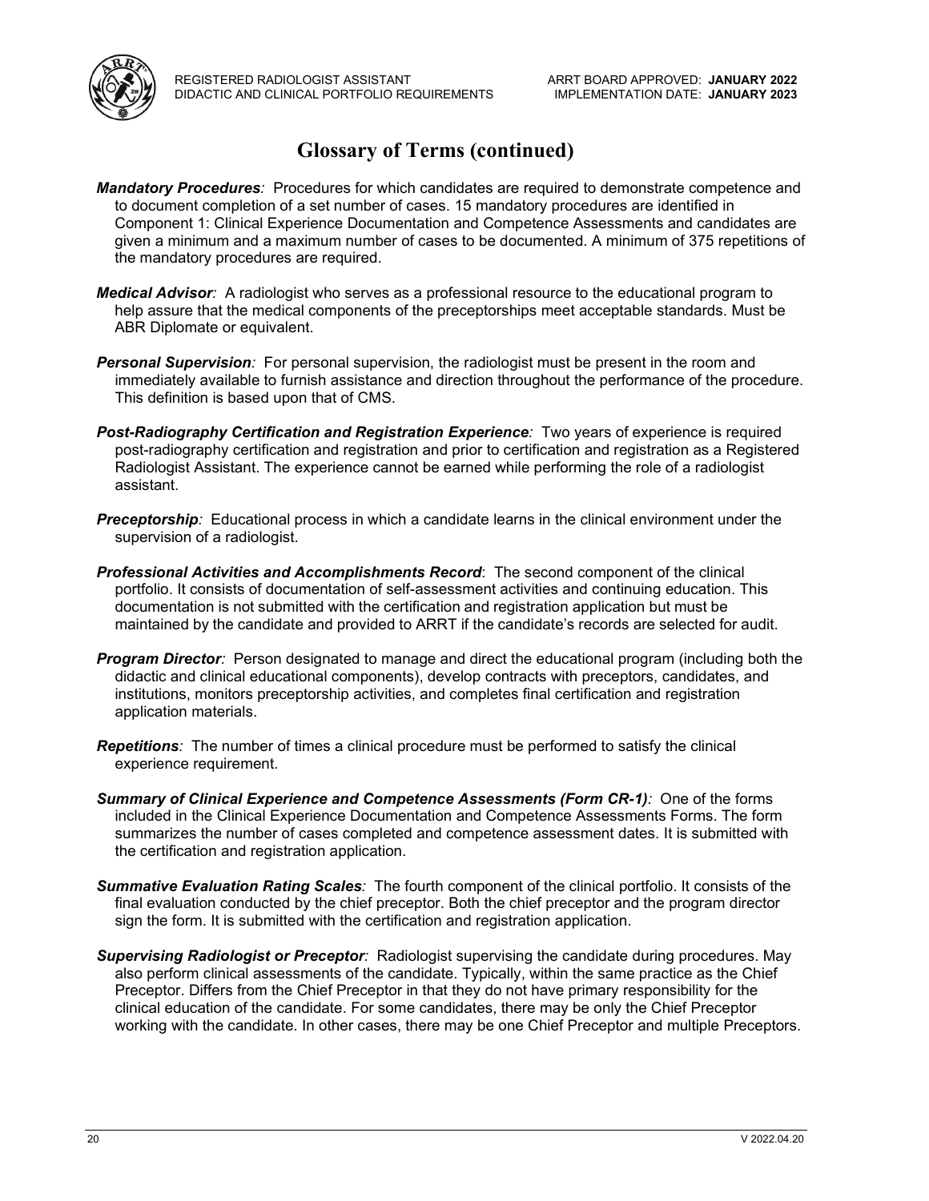# Glossary of Terms (continued)

***Mandatory Procedures**:* Procedures for which candidates are required to demonstrate competence and to document completion of a set number of cases. 15 mandatory procedures are identified in Component 1: Clinical Experience Documentation and Competence Assessments and candidates are given a minimum and a maximum number of cases to be documented. A minimum of 375 repetitions of the mandatory procedures are required.

***Medical Advisor**:* A radiologist who serves as a professional resource to the educational program to help assure that the medical components of the preceptorships meet acceptable standards. Must be ABR Diplomate or equivalent.

***Personal Supervision**:* For personal supervision, the radiologist must be present in the room and immediately available to furnish assistance and direction throughout the performance of the procedure. This definition is based upon that of CMS.

***Post-Radiography Certification and Registration Experience**:* Two years of experience is required post-radiography certification and registration and prior to certification and registration as a Registered Radiologist Assistant. The experience cannot be earned while performing the role of a radiologist assistant.

***Preceptorship**:* Educational process in which a candidate learns in the clinical environment under the supervision of a radiologist.

***Professional Activities and Accomplishments Record***: The second component of the clinical portfolio. It consists of documentation of self-assessment activities and continuing education. This documentation is not submitted with the certification and registration application but must be maintained by the candidate and provided to ARRT if the candidate's records are selected for audit.

***Program Director**:* Person designated to manage and direct the educational program (including both the didactic and clinical educational components), develop contracts with preceptors, candidates, and institutions, monitors preceptorship activities, and completes final certification and registration application materials.

***Repetitions**:* The number of times a clinical procedure must be performed to satisfy the clinical experience requirement.

***Summary of Clinical Experience and Competence Assessments (Form CR-1)**:* One of the forms included in the Clinical Experience Documentation and Competence Assessments Forms. The form summarizes the number of cases completed and competence assessment dates. It is submitted with the certification and registration application.

***Summative Evaluation Rating Scales**:* The fourth component of the clinical portfolio. It consists of the final evaluation conducted by the chief preceptor. Both the chief preceptor and the program director sign the form. It is submitted with the certification and registration application.

***Supervising Radiologist or Preceptor**:* Radiologist supervising the candidate during procedures. May also perform clinical assessments of the candidate. Typically, within the same practice as the Chief Preceptor. Differs from the Chief Preceptor in that they do not have primary responsibility for the clinical education of the candidate. For some candidates, there may be only the Chief Preceptor working with the candidate. In other cases, there may be one Chief Preceptor and multiple Preceptors.